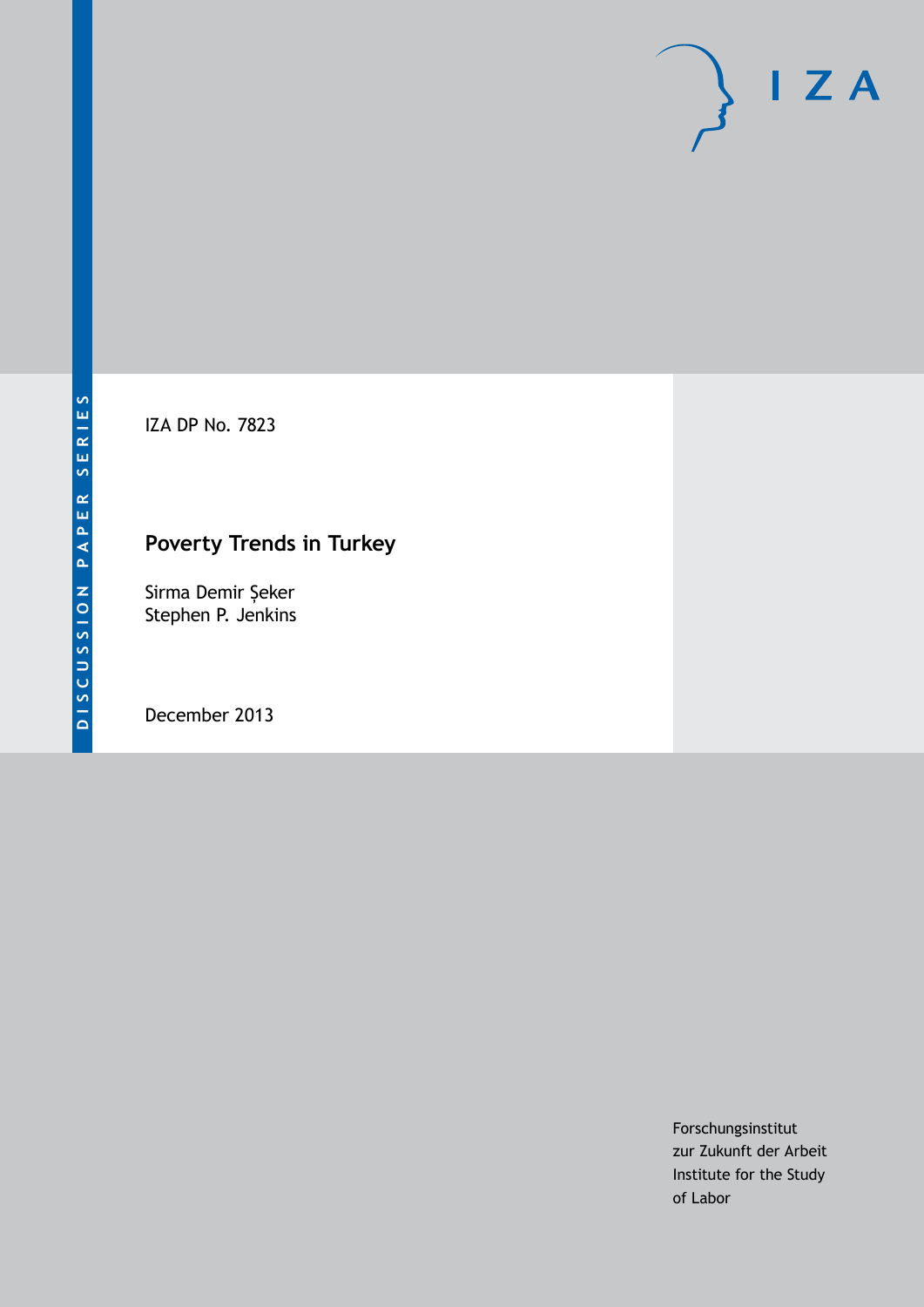DISCUSSION PAPER SERIES

IZA

IZA DP No. 7823

# Poverty Trends in Turkey

Sirma Demir Şeker
Stephen P. Jenkins

December 2013

Forschungsinstitut
zur Zukunft der Arbeit
Institute for the Study
of Labor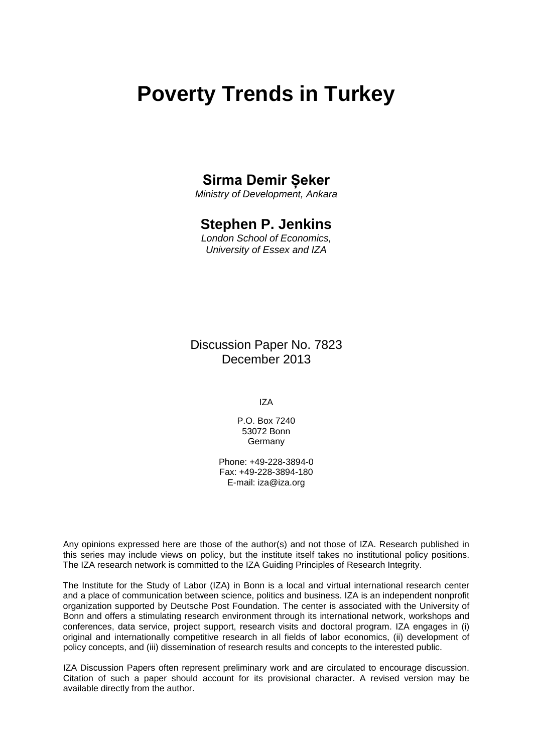# Poverty Trends in Turkey

**Sirma Demir Şeker**

*Ministry of Development, Ankara*

**Stephen P. Jenkins**

*London School of Economics, University of Essex and IZA*

Discussion Paper No. 7823
December 2013

IZA

P.O. Box 7240
53072 Bonn
Germany

Phone: +49-228-3894-0
Fax: +49-228-3894-180
E-mail: iza@iza.org

Any opinions expressed here are those of the author(s) and not those of IZA. Research published in this series may include views on policy, but the institute itself takes no institutional policy positions. The IZA research network is committed to the IZA Guiding Principles of Research Integrity.

The Institute for the Study of Labor (IZA) in Bonn is a local and virtual international research center and a place of communication between science, politics and business. IZA is an independent nonprofit organization supported by Deutsche Post Foundation. The center is associated with the University of Bonn and offers a stimulating research environment through its international network, workshops and conferences, data service, project support, research visits and doctoral program. IZA engages in (i) original and internationally competitive research in all fields of labor economics, (ii) development of policy concepts, and (iii) dissemination of research results and concepts to the interested public.

IZA Discussion Papers often represent preliminary work and are circulated to encourage discussion. Citation of such a paper should account for its provisional character. A revised version may be available directly from the author.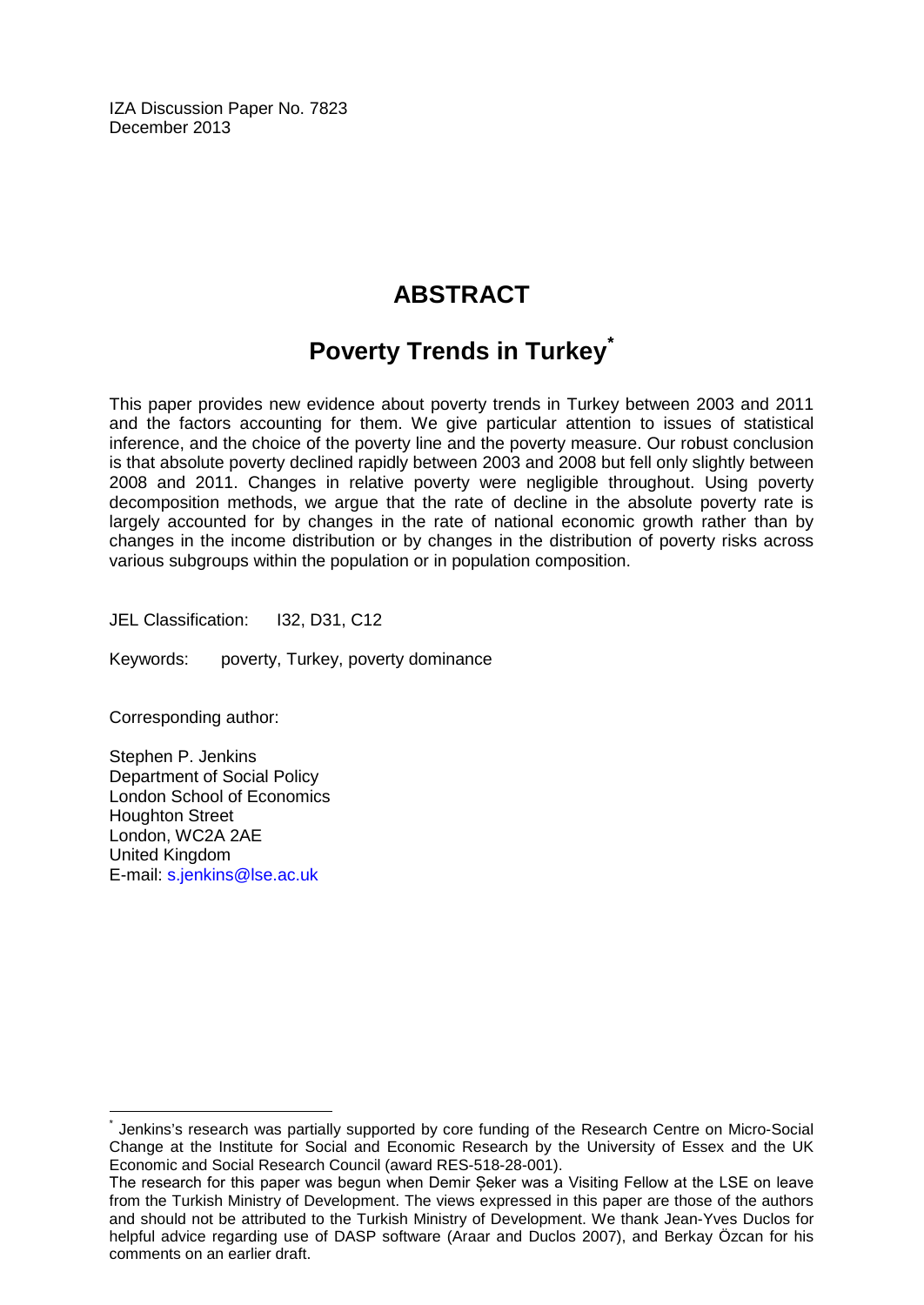IZA Discussion Paper No. 7823
December 2013

# ABSTRACT

## Poverty Trends in Turkey*

This paper provides new evidence about poverty trends in Turkey between 2003 and 2011 and the factors accounting for them. We give particular attention to issues of statistical inference, and the choice of the poverty line and the poverty measure. Our robust conclusion is that absolute poverty declined rapidly between 2003 and 2008 but fell only slightly between 2008 and 2011. Changes in relative poverty were negligible throughout. Using poverty decomposition methods, we argue that the rate of decline in the absolute poverty rate is largely accounted for by changes in the rate of national economic growth rather than by changes in the income distribution or by changes in the distribution of poverty risks across various subgroups within the population or in population composition.

JEL Classification: I32, D31, C12

Keywords: poverty, Turkey, poverty dominance

Corresponding author:

Stephen P. Jenkins
Department of Social Policy
London School of Economics
Houghton Street
London, WC2A 2AE
United Kingdom
E-mail: s.jenkins@lse.ac.uk

---

* Jenkins's research was partially supported by core funding of the Research Centre on Micro-Social Change at the Institute for Social and Economic Research by the University of Essex and the UK Economic and Social Research Council (award RES-518-28-001).
The research for this paper was begun when Demir Şeker was a Visiting Fellow at the LSE on leave from the Turkish Ministry of Development. The views expressed in this paper are those of the authors and should not be attributed to the Turkish Ministry of Development. We thank Jean-Yves Duclos for helpful advice regarding use of DASP software (Araar and Duclos 2007), and Berkay Özcan for his comments on an earlier draft.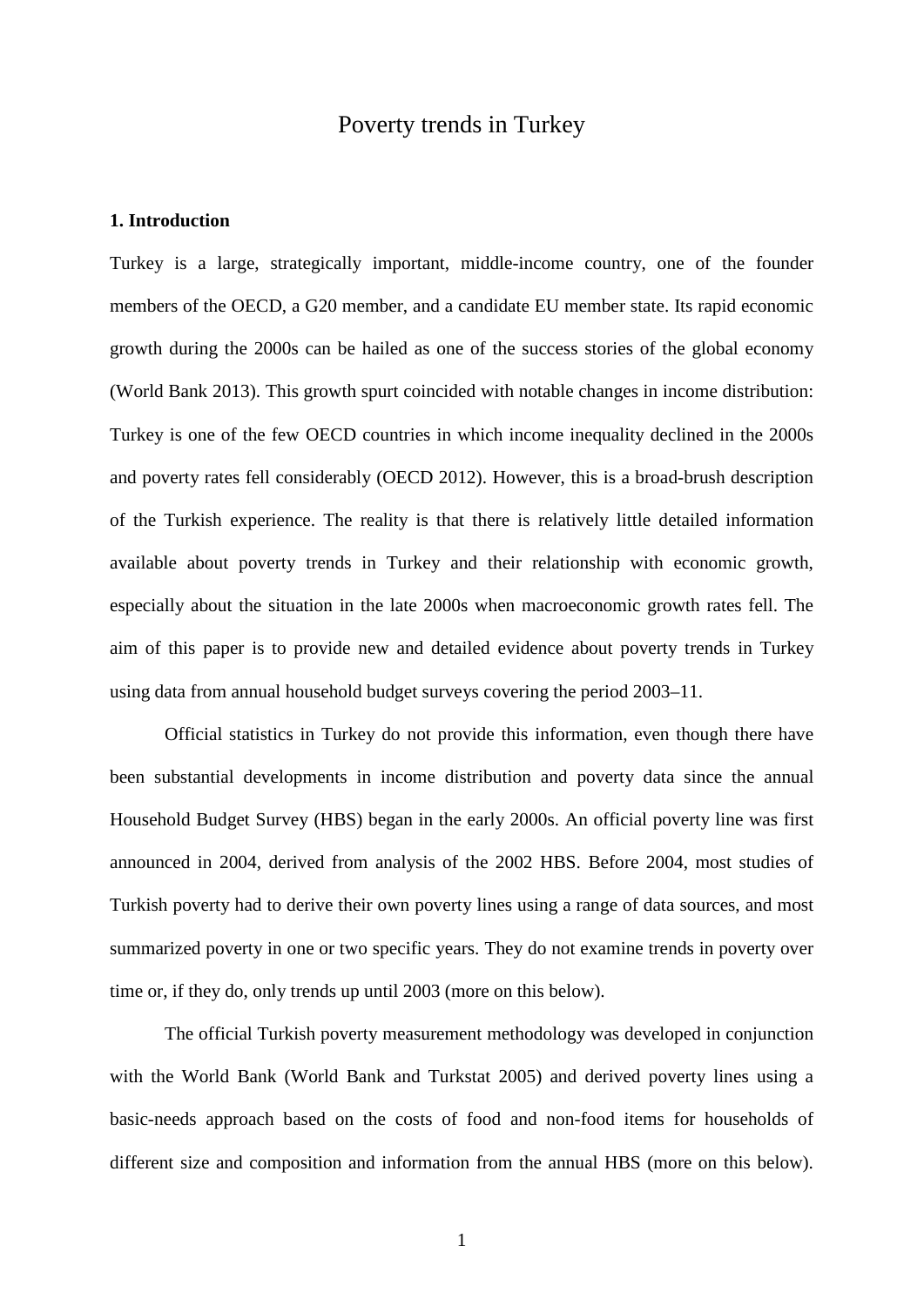# Poverty trends in Turkey

## 1. Introduction

Turkey is a large, strategically important, middle-income country, one of the founder members of the OECD, a G20 member, and a candidate EU member state. Its rapid economic growth during the 2000s can be hailed as one of the success stories of the global economy (World Bank 2013). This growth spurt coincided with notable changes in income distribution: Turkey is one of the few OECD countries in which income inequality declined in the 2000s and poverty rates fell considerably (OECD 2012). However, this is a broad-brush description of the Turkish experience. The reality is that there is relatively little detailed information available about poverty trends in Turkey and their relationship with economic growth, especially about the situation in the late 2000s when macroeconomic growth rates fell. The aim of this paper is to provide new and detailed evidence about poverty trends in Turkey using data from annual household budget surveys covering the period 2003–11.

Official statistics in Turkey do not provide this information, even though there have been substantial developments in income distribution and poverty data since the annual Household Budget Survey (HBS) began in the early 2000s. An official poverty line was first announced in 2004, derived from analysis of the 2002 HBS. Before 2004, most studies of Turkish poverty had to derive their own poverty lines using a range of data sources, and most summarized poverty in one or two specific years. They do not examine trends in poverty over time or, if they do, only trends up until 2003 (more on this below).

The official Turkish poverty measurement methodology was developed in conjunction with the World Bank (World Bank and Turkstat 2005) and derived poverty lines using a basic-needs approach based on the costs of food and non-food items for households of different size and composition and information from the annual HBS (more on this below).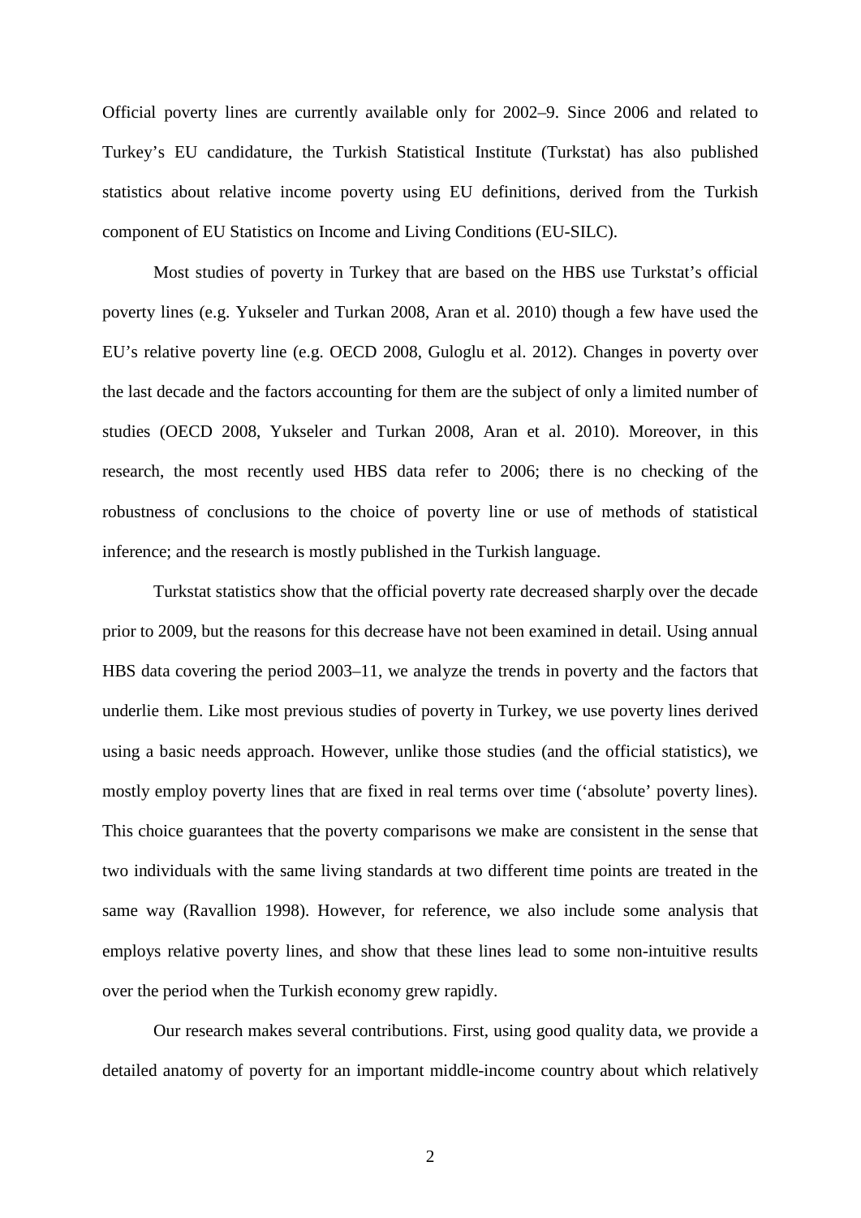Official poverty lines are currently available only for 2002–9. Since 2006 and related to Turkey's EU candidature, the Turkish Statistical Institute (Turkstat) has also published statistics about relative income poverty using EU definitions, derived from the Turkish component of EU Statistics on Income and Living Conditions (EU-SILC).

Most studies of poverty in Turkey that are based on the HBS use Turkstat's official poverty lines (e.g. Yukseler and Turkan 2008, Aran et al. 2010) though a few have used the EU's relative poverty line (e.g. OECD 2008, Guloglu et al. 2012). Changes in poverty over the last decade and the factors accounting for them are the subject of only a limited number of studies (OECD 2008, Yukseler and Turkan 2008, Aran et al. 2010). Moreover, in this research, the most recently used HBS data refer to 2006; there is no checking of the robustness of conclusions to the choice of poverty line or use of methods of statistical inference; and the research is mostly published in the Turkish language.

Turkstat statistics show that the official poverty rate decreased sharply over the decade prior to 2009, but the reasons for this decrease have not been examined in detail. Using annual HBS data covering the period 2003–11, we analyze the trends in poverty and the factors that underlie them. Like most previous studies of poverty in Turkey, we use poverty lines derived using a basic needs approach. However, unlike those studies (and the official statistics), we mostly employ poverty lines that are fixed in real terms over time ('absolute' poverty lines). This choice guarantees that the poverty comparisons we make are consistent in the sense that two individuals with the same living standards at two different time points are treated in the same way (Ravallion 1998). However, for reference, we also include some analysis that employs relative poverty lines, and show that these lines lead to some non-intuitive results over the period when the Turkish economy grew rapidly.

Our research makes several contributions. First, using good quality data, we provide a detailed anatomy of poverty for an important middle-income country about which relatively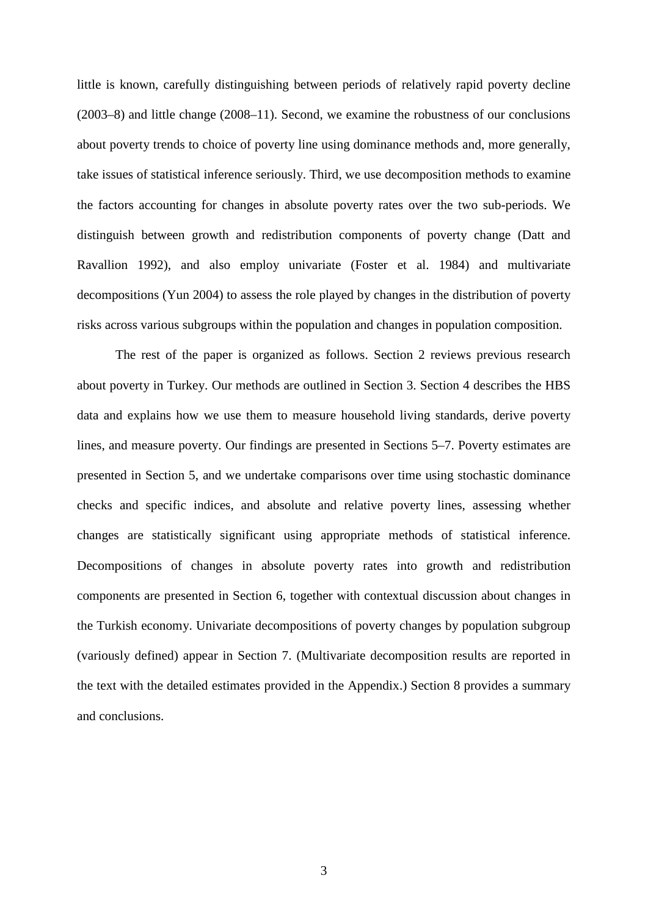little is known, carefully distinguishing between periods of relatively rapid poverty decline (2003–8) and little change (2008–11). Second, we examine the robustness of our conclusions about poverty trends to choice of poverty line using dominance methods and, more generally, take issues of statistical inference seriously. Third, we use decomposition methods to examine the factors accounting for changes in absolute poverty rates over the two sub-periods. We distinguish between growth and redistribution components of poverty change (Datt and Ravallion 1992), and also employ univariate (Foster et al. 1984) and multivariate decompositions (Yun 2004) to assess the role played by changes in the distribution of poverty risks across various subgroups within the population and changes in population composition.

The rest of the paper is organized as follows. Section 2 reviews previous research about poverty in Turkey. Our methods are outlined in Section 3. Section 4 describes the HBS data and explains how we use them to measure household living standards, derive poverty lines, and measure poverty. Our findings are presented in Sections 5–7. Poverty estimates are presented in Section 5, and we undertake comparisons over time using stochastic dominance checks and specific indices, and absolute and relative poverty lines, assessing whether changes are statistically significant using appropriate methods of statistical inference. Decompositions of changes in absolute poverty rates into growth and redistribution components are presented in Section 6, together with contextual discussion about changes in the Turkish economy. Univariate decompositions of poverty changes by population subgroup (variously defined) appear in Section 7. (Multivariate decomposition results are reported in the text with the detailed estimates provided in the Appendix.) Section 8 provides a summary and conclusions.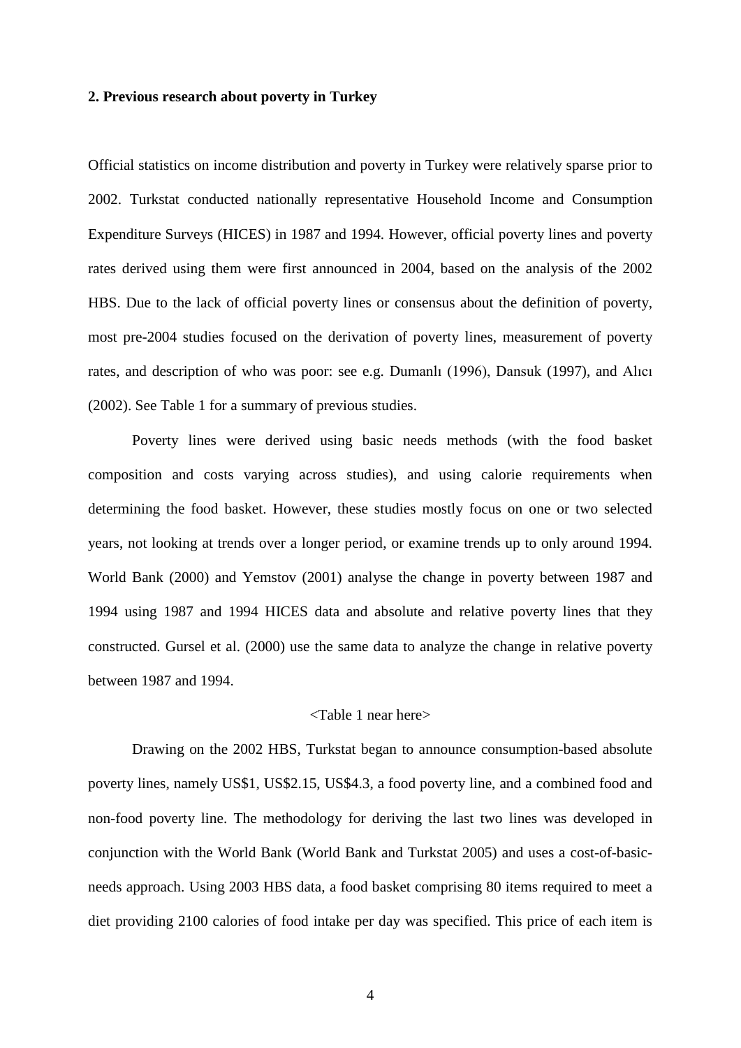## 2. Previous research about poverty in Turkey

Official statistics on income distribution and poverty in Turkey were relatively sparse prior to 2002. Turkstat conducted nationally representative Household Income and Consumption Expenditure Surveys (HICES) in 1987 and 1994. However, official poverty lines and poverty rates derived using them were first announced in 2004, based on the analysis of the 2002 HBS. Due to the lack of official poverty lines or consensus about the definition of poverty, most pre-2004 studies focused on the derivation of poverty lines, measurement of poverty rates, and description of who was poor: see e.g. Dumanlı (1996), Dansuk (1997), and Alıcı (2002). See Table 1 for a summary of previous studies.

Poverty lines were derived using basic needs methods (with the food basket composition and costs varying across studies), and using calorie requirements when determining the food basket. However, these studies mostly focus on one or two selected years, not looking at trends over a longer period, or examine trends up to only around 1994. World Bank (2000) and Yemstov (2001) analyse the change in poverty between 1987 and 1994 using 1987 and 1994 HICES data and absolute and relative poverty lines that they constructed. Gursel et al. (2000) use the same data to analyze the change in relative poverty between 1987 and 1994.

<Table 1 near here>

Drawing on the 2002 HBS, Turkstat began to announce consumption-based absolute poverty lines, namely US$1, US$2.15, US$4.3, a food poverty line, and a combined food and non-food poverty line. The methodology for deriving the last two lines was developed in conjunction with the World Bank (World Bank and Turkstat 2005) and uses a cost-of-basic-needs approach. Using 2003 HBS data, a food basket comprising 80 items required to meet a diet providing 2100 calories of food intake per day was specified. This price of each item is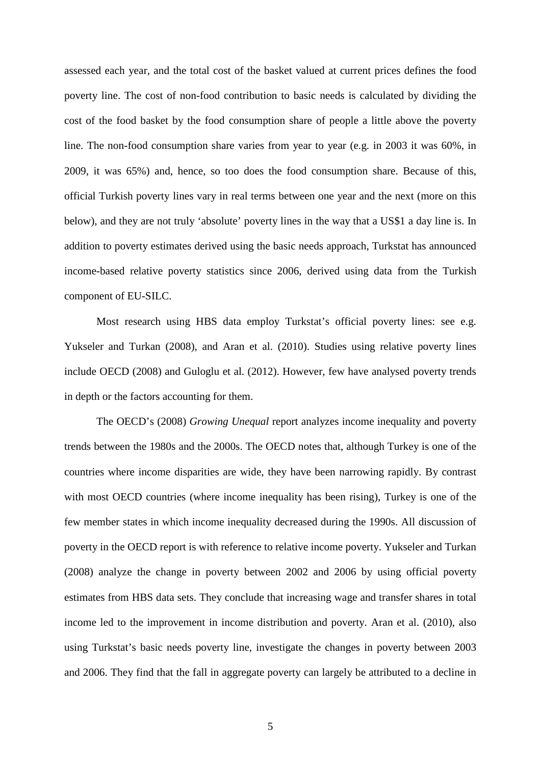assessed each year, and the total cost of the basket valued at current prices defines the food poverty line. The cost of non-food contribution to basic needs is calculated by dividing the cost of the food basket by the food consumption share of people a little above the poverty line. The non-food consumption share varies from year to year (e.g. in 2003 it was 60%, in 2009, it was 65%) and, hence, so too does the food consumption share. Because of this, official Turkish poverty lines vary in real terms between one year and the next (more on this below), and they are not truly 'absolute' poverty lines in the way that a US$1 a day line is. In addition to poverty estimates derived using the basic needs approach, Turkstat has announced income-based relative poverty statistics since 2006, derived using data from the Turkish component of EU-SILC.

Most research using HBS data employ Turkstat's official poverty lines: see e.g. Yukseler and Turkan (2008), and Aran et al. (2010). Studies using relative poverty lines include OECD (2008) and Guloglu et al. (2012). However, few have analysed poverty trends in depth or the factors accounting for them.

The OECD's (2008) *Growing Unequal* report analyzes income inequality and poverty trends between the 1980s and the 2000s. The OECD notes that, although Turkey is one of the countries where income disparities are wide, they have been narrowing rapidly. By contrast with most OECD countries (where income inequality has been rising), Turkey is one of the few member states in which income inequality decreased during the 1990s. All discussion of poverty in the OECD report is with reference to relative income poverty. Yukseler and Turkan (2008) analyze the change in poverty between 2002 and 2006 by using official poverty estimates from HBS data sets. They conclude that increasing wage and transfer shares in total income led to the improvement in income distribution and poverty. Aran et al. (2010), also using Turkstat's basic needs poverty line, investigate the changes in poverty between 2003 and 2006. They find that the fall in aggregate poverty can largely be attributed to a decline in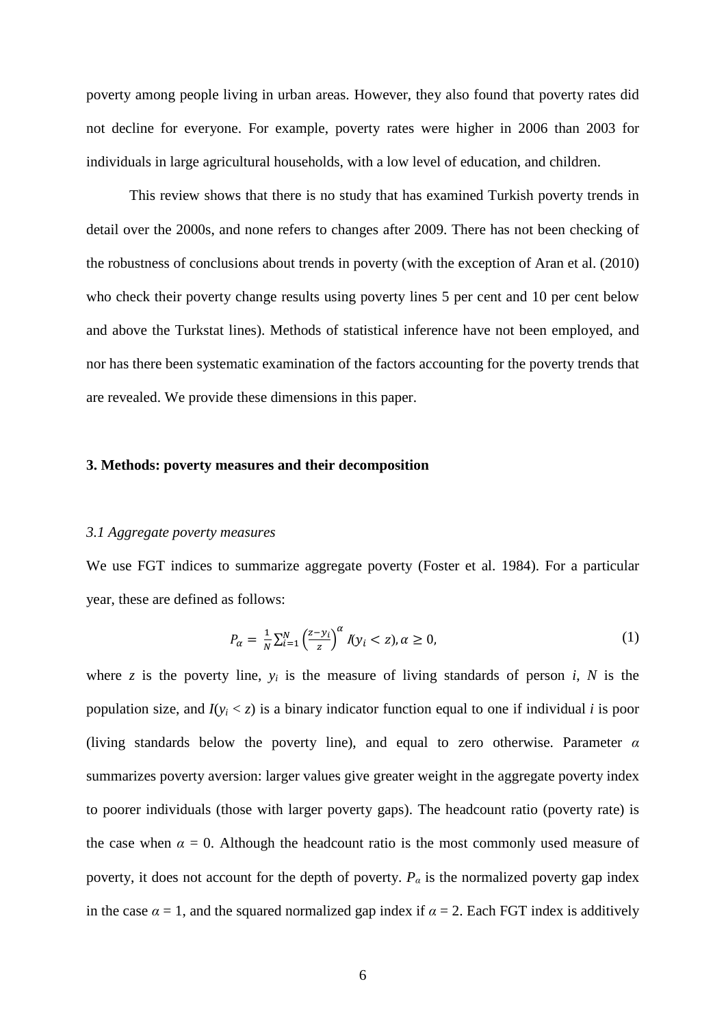poverty among people living in urban areas. However, they also found that poverty rates did not decline for everyone. For example, poverty rates were higher in 2006 than 2003 for individuals in large agricultural households, with a low level of education, and children.

This review shows that there is no study that has examined Turkish poverty trends in detail over the 2000s, and none refers to changes after 2009. There has not been checking of the robustness of conclusions about trends in poverty (with the exception of Aran et al. (2010) who check their poverty change results using poverty lines 5 per cent and 10 per cent below and above the Turkstat lines). Methods of statistical inference have not been employed, and nor has there been systematic examination of the factors accounting for the poverty trends that are revealed. We provide these dimensions in this paper.

## 3. Methods: poverty measures and their decomposition

### *3.1 Aggregate poverty measures*

We use FGT indices to summarize aggregate poverty (Foster et al. 1984). For a particular year, these are defined as follows:

$$P_{\alpha} = \frac{1}{N}\sum_{i=1}^{N}\left(\frac{z-y_i}{z}\right)^{\alpha} I(y_i < z), \alpha \geq 0, \tag{1}$$

where $z$ is the poverty line, $y_i$ is the measure of living standards of person $i$, $N$ is the population size, and $I(y_i < z)$ is a binary indicator function equal to one if individual $i$ is poor (living standards below the poverty line), and equal to zero otherwise. Parameter $\alpha$ summarizes poverty aversion: larger values give greater weight in the aggregate poverty index to poorer individuals (those with larger poverty gaps). The headcount ratio (poverty rate) is the case when $\alpha = 0$. Although the headcount ratio is the most commonly used measure of poverty, it does not account for the depth of poverty. $P_{\alpha}$ is the normalized poverty gap index in the case $\alpha = 1$, and the squared normalized gap index if $\alpha = 2$. Each FGT index is additively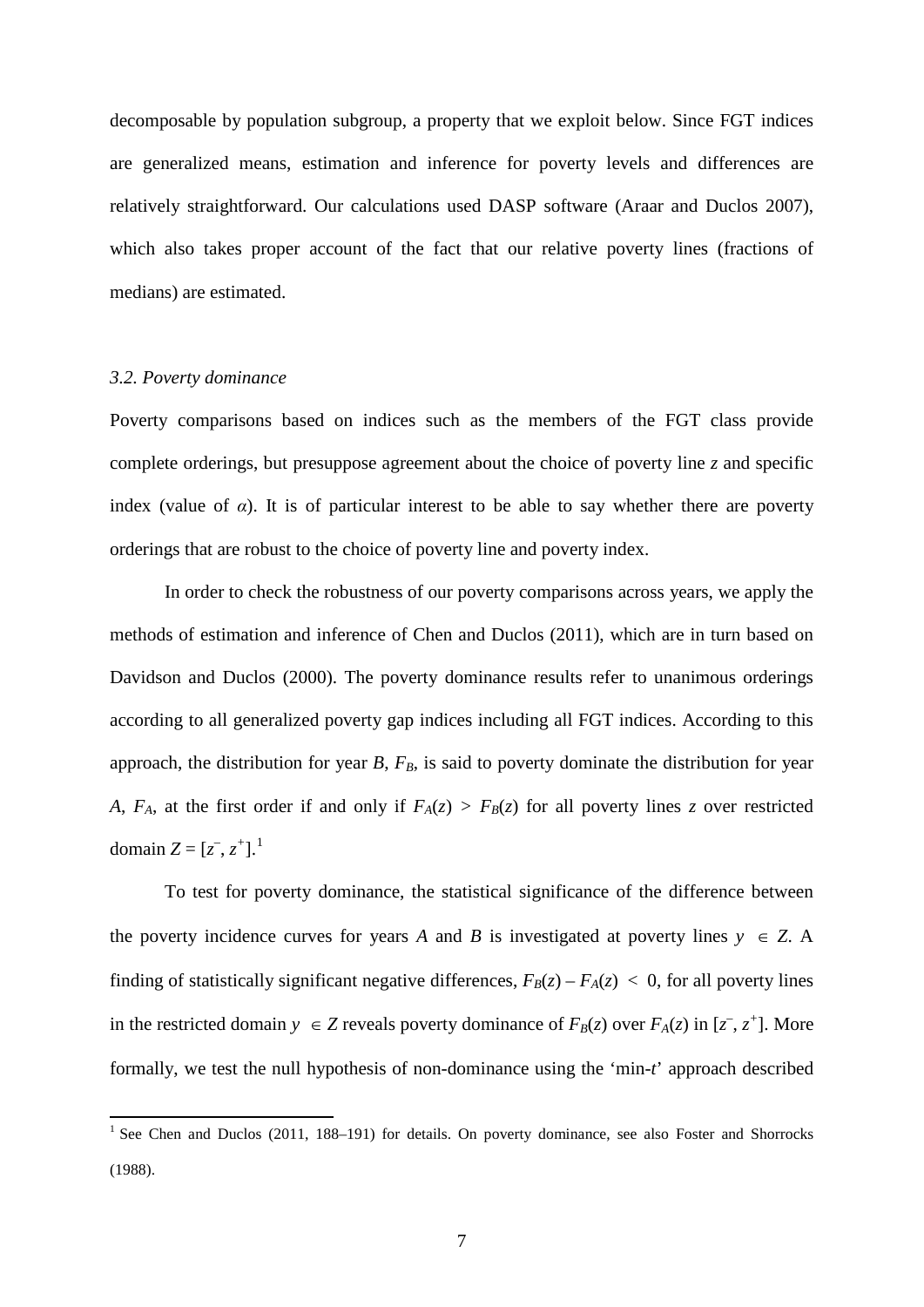decomposable by population subgroup, a property that we exploit below. Since FGT indices are generalized means, estimation and inference for poverty levels and differences are relatively straightforward. Our calculations used DASP software (Araar and Duclos 2007), which also takes proper account of the fact that our relative poverty lines (fractions of medians) are estimated.

### *3.2. Poverty dominance*

Poverty comparisons based on indices such as the members of the FGT class provide complete orderings, but presuppose agreement about the choice of poverty line $z$ and specific index (value of $\alpha$). It is of particular interest to be able to say whether there are poverty orderings that are robust to the choice of poverty line and poverty index.

In order to check the robustness of our poverty comparisons across years, we apply the methods of estimation and inference of Chen and Duclos (2011), which are in turn based on Davidson and Duclos (2000). The poverty dominance results refer to unanimous orderings according to all generalized poverty gap indices including all FGT indices. According to this approach, the distribution for year $B$, $F_B$, is said to poverty dominate the distribution for year $A$, $F_A$, at the first order if and only if $F_A(z) > F_B(z)$ for all poverty lines $z$ over restricted domain $Z = [z^{-}, z^{+}]$.[1]

To test for poverty dominance, the statistical significance of the difference between the poverty incidence curves for years $A$ and $B$ is investigated at poverty lines $y \in Z$. A finding of statistically significant negative differences, $F_B(z) - F_A(z) < 0$, for all poverty lines in the restricted domain $y \in Z$ reveals poverty dominance of $F_B(z)$ over $F_A(z)$ in $[z^{-}, z^{+}]$. More formally, we test the null hypothesis of non-dominance using the 'min-$t$' approach described

---

[1] See Chen and Duclos (2011, 188–191) for details. On poverty dominance, see also Foster and Shorrocks (1988).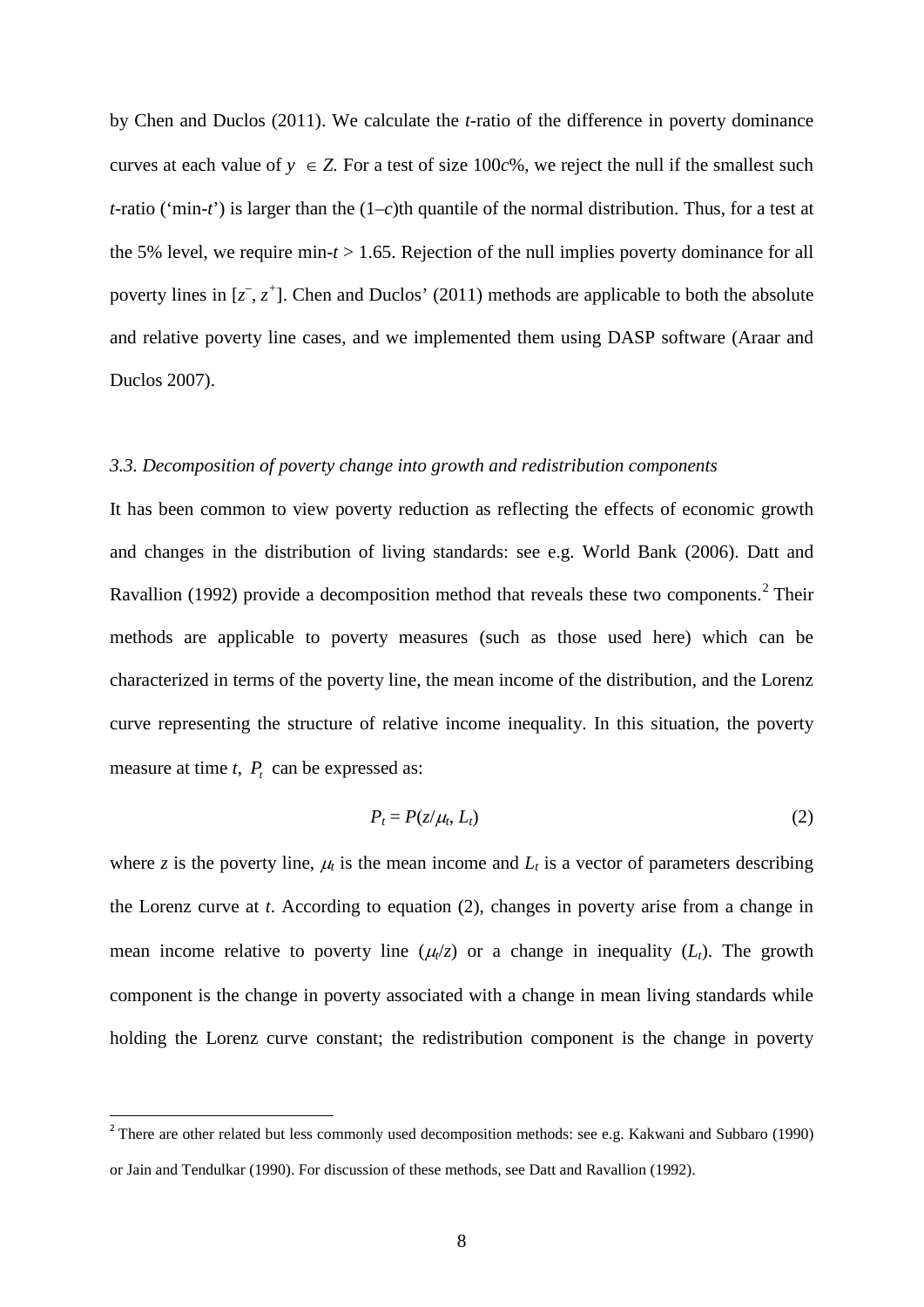by Chen and Duclos (2011). We calculate the *t*-ratio of the difference in poverty dominance curves at each value of $y \in Z$. For a test of size 100$c$%, we reject the null if the smallest such *t*-ratio ('min-*t*') is larger than the $(1–c)$th quantile of the normal distribution. Thus, for a test at the 5% level, we require min-$t > 1.65$. Rejection of the null implies poverty dominance for all poverty lines in $[z^{-}, z^{+}]$. Chen and Duclos' (2011) methods are applicable to both the absolute and relative poverty line cases, and we implemented them using DASP software (Araar and Duclos 2007).

### *3.3. Decomposition of poverty change into growth and redistribution components*

It has been common to view poverty reduction as reflecting the effects of economic growth and changes in the distribution of living standards: see e.g. World Bank (2006). Datt and Ravallion (1992) provide a decomposition method that reveals these two components.[2] Their methods are applicable to poverty measures (such as those used here) which can be characterized in terms of the poverty line, the mean income of the distribution, and the Lorenz curve representing the structure of relative income inequality. In this situation, the poverty measure at time *t*, $P_t$ can be expressed as:

$$P_t = P(z/\mu_t, L_t) \tag{2}$$

where $z$ is the poverty line, $\mu_t$ is the mean income and $L_t$ is a vector of parameters describing the Lorenz curve at *t*. According to equation (2), changes in poverty arise from a change in mean income relative to poverty line ($\mu_t/z$) or a change in inequality ($L_t$). The growth component is the change in poverty associated with a change in mean living standards while holding the Lorenz curve constant; the redistribution component is the change in poverty

[2] There are other related but less commonly used decomposition methods: see e.g. Kakwani and Subbaro (1990) or Jain and Tendulkar (1990). For discussion of these methods, see Datt and Ravallion (1992).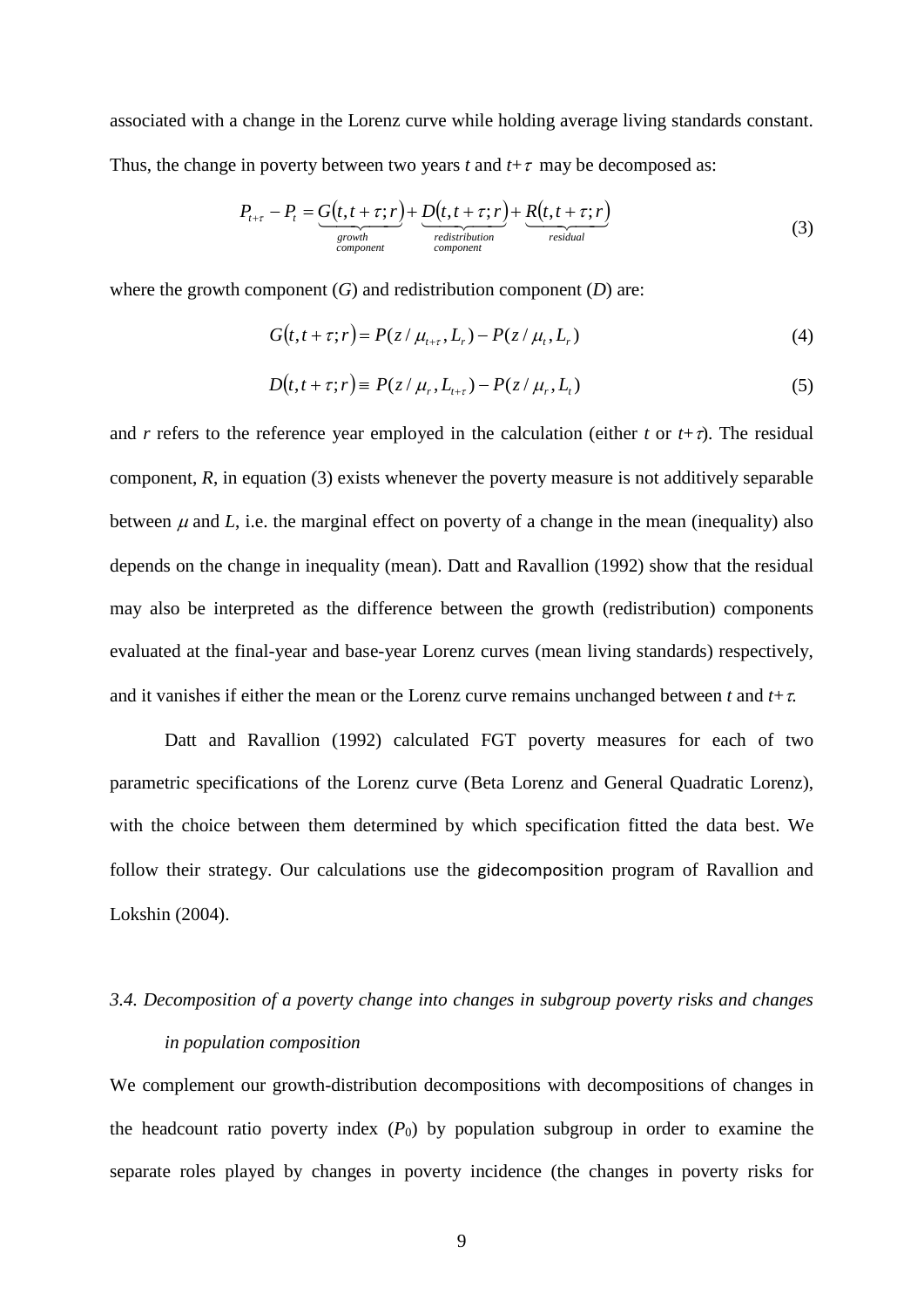associated with a change in the Lorenz curve while holding average living standards constant. Thus, the change in poverty between two years $t$ and $t+\tau$ may be decomposed as:

$$P_{t+\tau} - P_t = \underbrace{G(t,t+\tau;r)}_{\substack{growth \\ component}} + \underbrace{D(t,t+\tau;r)}_{\substack{redistribution \\ component}} + \underbrace{R(t,t+\tau;r)}_{residual} \tag{3}$$

where the growth component ($G$) and redistribution component ($D$) are:

$$G(t,t+\tau;r) = P(z/\mu_{t+\tau}, L_r) - P(z/\mu_t, L_r) \tag{4}$$

$$D(t,t+\tau;r) \equiv P(z/\mu_r, L_{t+\tau}) - P(z/\mu_r, L_t) \tag{5}$$

and $r$ refers to the reference year employed in the calculation (either $t$ or $t+\tau$). The residual component, $R$, in equation (3) exists whenever the poverty measure is not additively separable between $\mu$ and $L$, i.e. the marginal effect on poverty of a change in the mean (inequality) also depends on the change in inequality (mean). Datt and Ravallion (1992) show that the residual may also be interpreted as the difference between the growth (redistribution) components evaluated at the final-year and base-year Lorenz curves (mean living standards) respectively, and it vanishes if either the mean or the Lorenz curve remains unchanged between $t$ and $t+\tau$.

Datt and Ravallion (1992) calculated FGT poverty measures for each of two parametric specifications of the Lorenz curve (Beta Lorenz and General Quadratic Lorenz), with the choice between them determined by which specification fitted the data best. We follow their strategy. Our calculations use the gidecomposition program of Ravallion and Lokshin (2004).

### *3.4. Decomposition of a poverty change into changes in subgroup poverty risks and changes in population composition*

We complement our growth-distribution decompositions with decompositions of changes in the headcount ratio poverty index ($P_0$) by population subgroup in order to examine the separate roles played by changes in poverty incidence (the changes in poverty risks for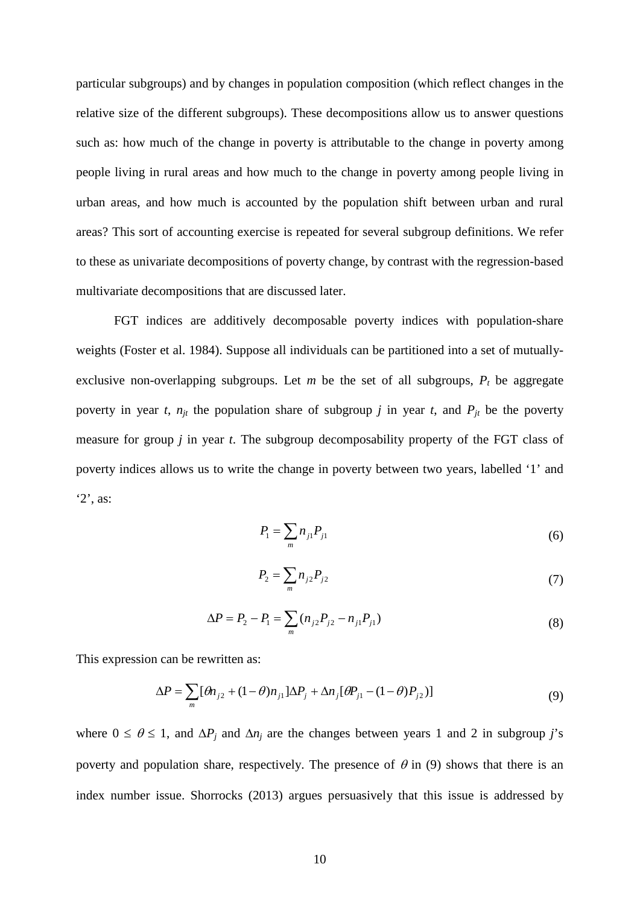particular subgroups) and by changes in population composition (which reflect changes in the relative size of the different subgroups). These decompositions allow us to answer questions such as: how much of the change in poverty is attributable to the change in poverty among people living in rural areas and how much to the change in poverty among people living in urban areas, and how much is accounted by the population shift between urban and rural areas? This sort of accounting exercise is repeated for several subgroup definitions. We refer to these as univariate decompositions of poverty change, by contrast with the regression-based multivariate decompositions that are discussed later.

FGT indices are additively decomposable poverty indices with population-share weights (Foster et al. 1984). Suppose all individuals can be partitioned into a set of mutually-exclusive non-overlapping subgroups. Let $m$ be the set of all subgroups, $P_t$ be aggregate poverty in year $t$, $n_{jt}$ the population share of subgroup $j$ in year $t$, and $P_{jt}$ be the poverty measure for group $j$ in year $t$. The subgroup decomposability property of the FGT class of poverty indices allows us to write the change in poverty between two years, labelled '1' and '2', as:

$$P_1 = \sum_m n_{j1} P_{j1} \tag{6}$$

$$P_2 = \sum_m n_{j2} P_{j2} \tag{7}$$

$$\Delta P = P_2 - P_1 = \sum_m (n_{j2} P_{j2} - n_{j1} P_{j1}) \tag{8}$$

This expression can be rewritten as:

$$\Delta P = \sum_m [\theta n_{j2} + (1-\theta) n_{j1}] \Delta P_j + \Delta n_j [\theta P_{j1} - (1-\theta) P_{j2})] \tag{9}$$

where $0 \leq \theta \leq 1$, and $\Delta P_j$ and $\Delta n_j$ are the changes between years 1 and 2 in subgroup $j$'s poverty and population share, respectively. The presence of $\theta$ in (9) shows that there is an index number issue. Shorrocks (2013) argues persuasively that this issue is addressed by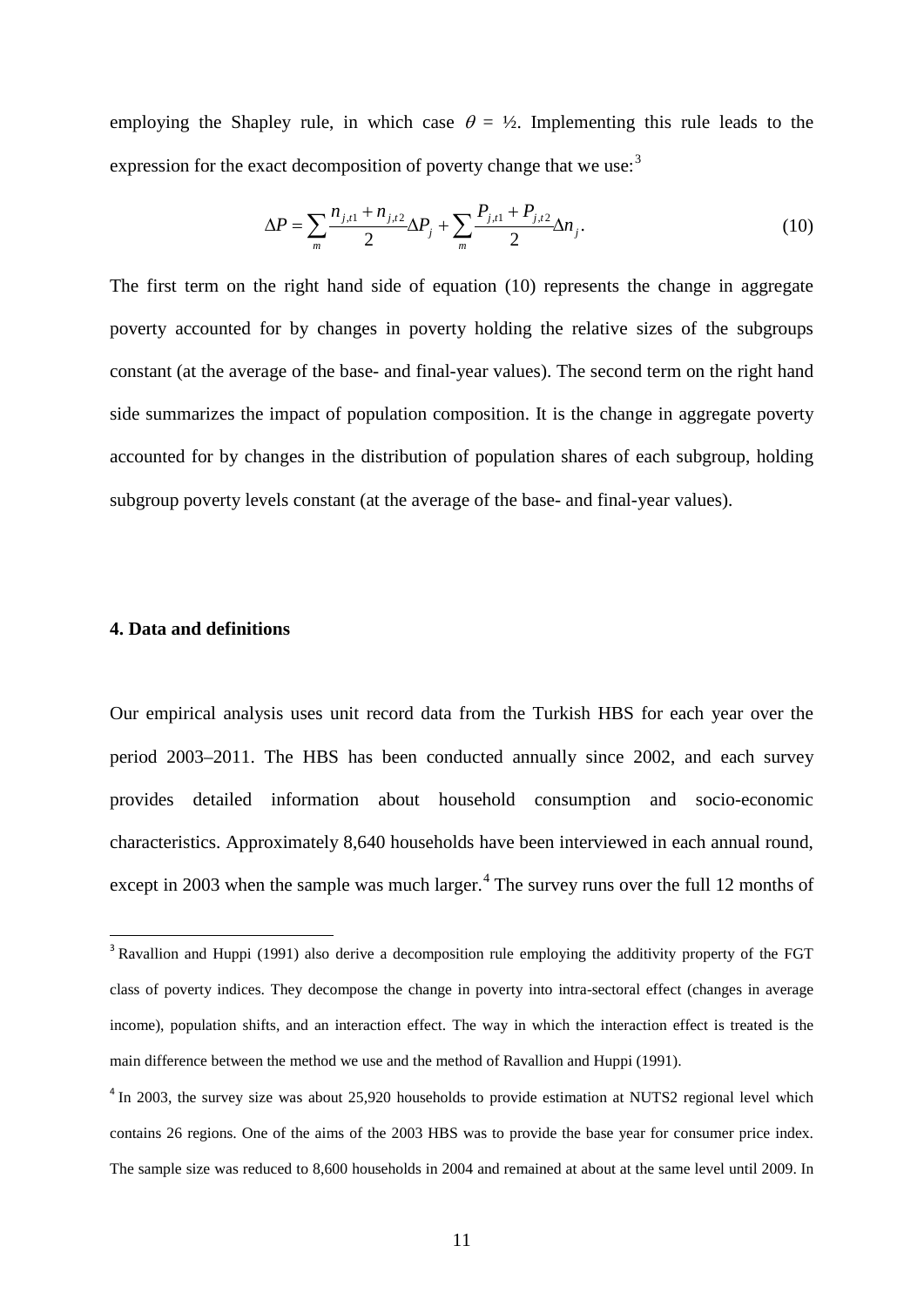employing the Shapley rule, in which case $\theta$ = ½. Implementing this rule leads to the expression for the exact decomposition of poverty change that we use:[3]

$$\Delta P = \sum_{m} \frac{n_{j,t1} + n_{j,t2}}{2} \Delta P_j + \sum_{m} \frac{P_{j,t1} + P_{j,t2}}{2} \Delta n_j . \tag{10}$$

The first term on the right hand side of equation (10) represents the change in aggregate poverty accounted for by changes in poverty holding the relative sizes of the subgroups constant (at the average of the base- and final-year values). The second term on the right hand side summarizes the impact of population composition. It is the change in aggregate poverty accounted for by changes in the distribution of population shares of each subgroup, holding subgroup poverty levels constant (at the average of the base- and final-year values).

### 4. Data and definitions

Our empirical analysis uses unit record data from the Turkish HBS for each year over the period 2003–2011. The HBS has been conducted annually since 2002, and each survey provides detailed information about household consumption and socio-economic characteristics. Approximately 8,640 households have been interviewed in each annual round, except in 2003 when the sample was much larger.[4] The survey runs over the full 12 months of

---

[3] Ravallion and Huppi (1991) also derive a decomposition rule employing the additivity property of the FGT class of poverty indices. They decompose the change in poverty into intra-sectoral effect (changes in average income), population shifts, and an interaction effect. The way in which the interaction effect is treated is the main difference between the method we use and the method of Ravallion and Huppi (1991).

[4] In 2003, the survey size was about 25,920 households to provide estimation at NUTS2 regional level which contains 26 regions. One of the aims of the 2003 HBS was to provide the base year for consumer price index. The sample size was reduced to 8,600 households in 2004 and remained at about at the same level until 2009. In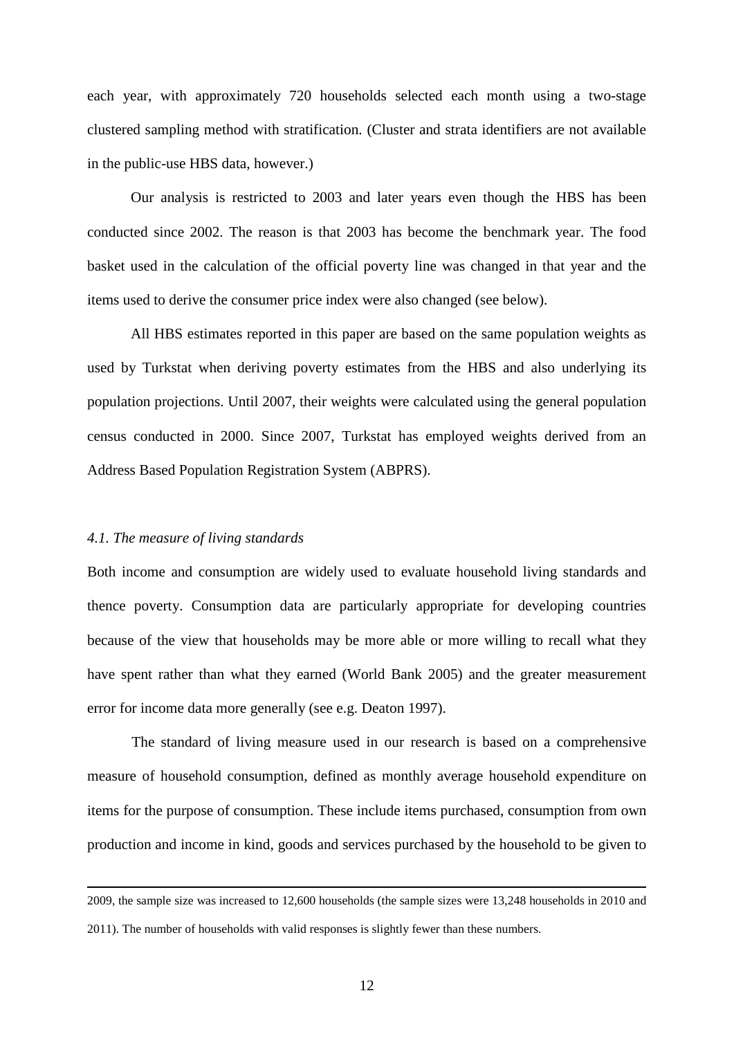each year, with approximately 720 households selected each month using a two-stage clustered sampling method with stratification. (Cluster and strata identifiers are not available in the public-use HBS data, however.)

Our analysis is restricted to 2003 and later years even though the HBS has been conducted since 2002. The reason is that 2003 has become the benchmark year. The food basket used in the calculation of the official poverty line was changed in that year and the items used to derive the consumer price index were also changed (see below).

All HBS estimates reported in this paper are based on the same population weights as used by Turkstat when deriving poverty estimates from the HBS and also underlying its population projections. Until 2007, their weights were calculated using the general population census conducted in 2000. Since 2007, Turkstat has employed weights derived from an Address Based Population Registration System (ABPRS).

### *4.1. The measure of living standards*

Both income and consumption are widely used to evaluate household living standards and thence poverty. Consumption data are particularly appropriate for developing countries because of the view that households may be more able or more willing to recall what they have spent rather than what they earned (World Bank 2005) and the greater measurement error for income data more generally (see e.g. Deaton 1997).

The standard of living measure used in our research is based on a comprehensive measure of household consumption, defined as monthly average household expenditure on items for the purpose of consumption. These include items purchased, consumption from own production and income in kind, goods and services purchased by the household to be given to

---

2009, the sample size was increased to 12,600 households (the sample sizes were 13,248 households in 2010 and 2011). The number of households with valid responses is slightly fewer than these numbers.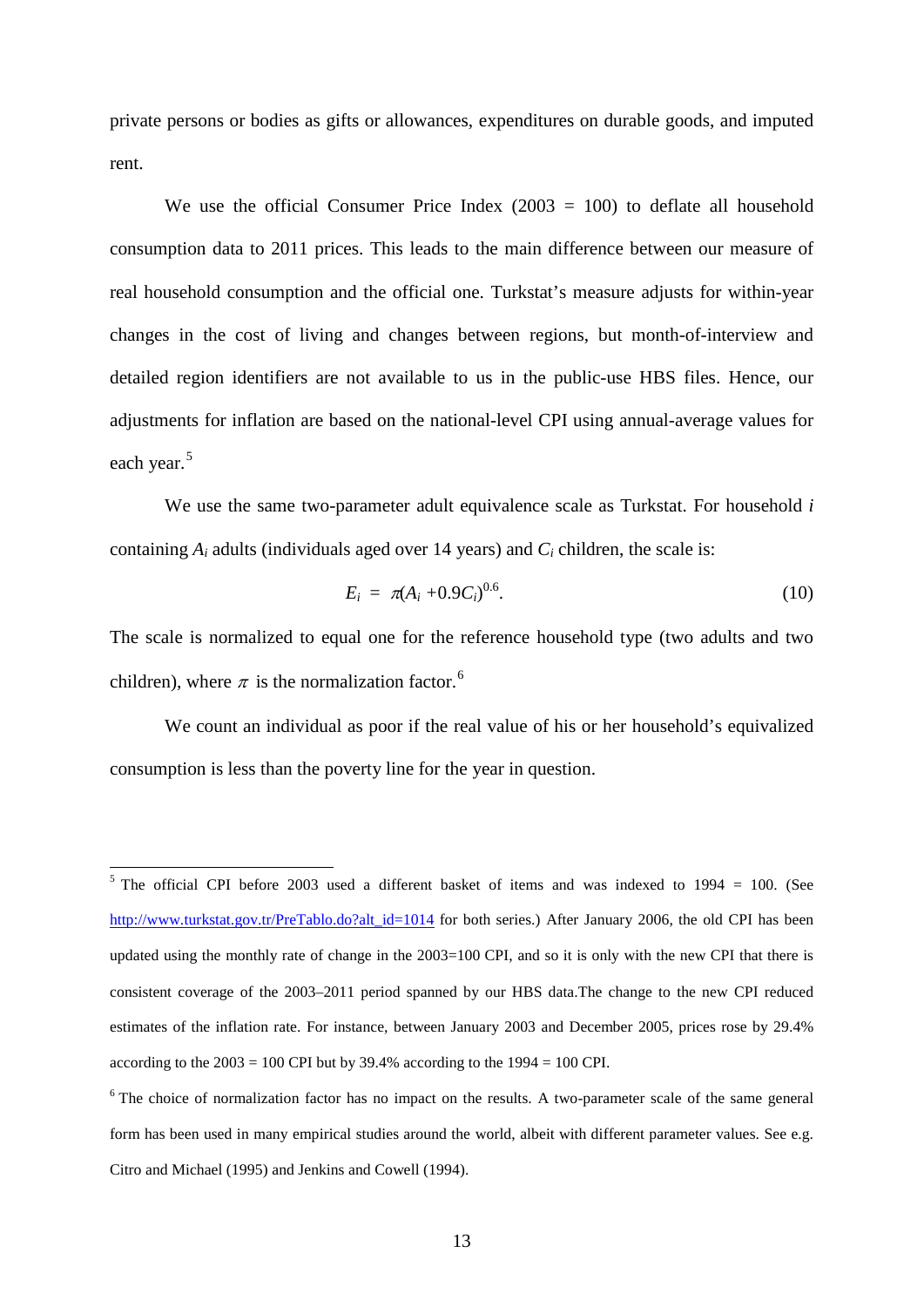private persons or bodies as gifts or allowances, expenditures on durable goods, and imputed rent.

We use the official Consumer Price Index (2003 = 100) to deflate all household consumption data to 2011 prices. This leads to the main difference between our measure of real household consumption and the official one. Turkstat's measure adjusts for within-year changes in the cost of living and changes between regions, but month-of-interview and detailed region identifiers are not available to us in the public-use HBS files. Hence, our adjustments for inflation are based on the national-level CPI using annual-average values for each year.[5]

We use the same two-parameter adult equivalence scale as Turkstat. For household $i$ containing $A_i$ adults (individuals aged over 14 years) and $C_i$ children, the scale is:

$$E_i = \pi(A_i + 0.9C_i)^{0.6}. \tag{10}$$

The scale is normalized to equal one for the reference household type (two adults and two children), where $\pi$ is the normalization factor.[6]

We count an individual as poor if the real value of his or her household's equivalized consumption is less than the poverty line for the year in question.

---

[5] The official CPI before 2003 used a different basket of items and was indexed to 1994 = 100. (See http://www.turkstat.gov.tr/PreTablo.do?alt_id=1014 for both series.) After January 2006, the old CPI has been updated using the monthly rate of change in the 2003=100 CPI, and so it is only with the new CPI that there is consistent coverage of the 2003–2011 period spanned by our HBS data.The change to the new CPI reduced estimates of the inflation rate. For instance, between January 2003 and December 2005, prices rose by 29.4% according to the 2003 = 100 CPI but by 39.4% according to the 1994 = 100 CPI.

[6] The choice of normalization factor has no impact on the results. A two-parameter scale of the same general form has been used in many empirical studies around the world, albeit with different parameter values. See e.g. Citro and Michael (1995) and Jenkins and Cowell (1994).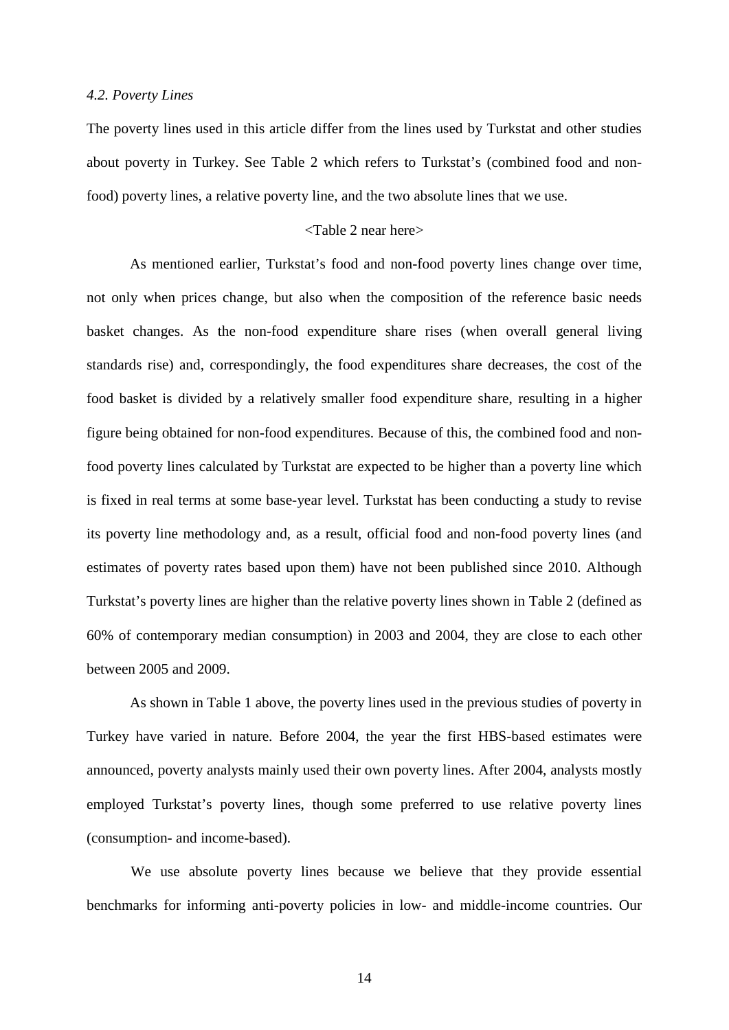### *4.2. Poverty Lines*

The poverty lines used in this article differ from the lines used by Turkstat and other studies about poverty in Turkey. See Table 2 which refers to Turkstat's (combined food and non-food) poverty lines, a relative poverty line, and the two absolute lines that we use.

<Table 2 near here>

As mentioned earlier, Turkstat's food and non-food poverty lines change over time, not only when prices change, but also when the composition of the reference basic needs basket changes. As the non-food expenditure share rises (when overall general living standards rise) and, correspondingly, the food expenditures share decreases, the cost of the food basket is divided by a relatively smaller food expenditure share, resulting in a higher figure being obtained for non-food expenditures. Because of this, the combined food and non-food poverty lines calculated by Turkstat are expected to be higher than a poverty line which is fixed in real terms at some base-year level. Turkstat has been conducting a study to revise its poverty line methodology and, as a result, official food and non-food poverty lines (and estimates of poverty rates based upon them) have not been published since 2010. Although Turkstat's poverty lines are higher than the relative poverty lines shown in Table 2 (defined as 60% of contemporary median consumption) in 2003 and 2004, they are close to each other between 2005 and 2009.

As shown in Table 1 above, the poverty lines used in the previous studies of poverty in Turkey have varied in nature. Before 2004, the year the first HBS-based estimates were announced, poverty analysts mainly used their own poverty lines. After 2004, analysts mostly employed Turkstat's poverty lines, though some preferred to use relative poverty lines (consumption- and income-based).

We use absolute poverty lines because we believe that they provide essential benchmarks for informing anti-poverty policies in low- and middle-income countries. Our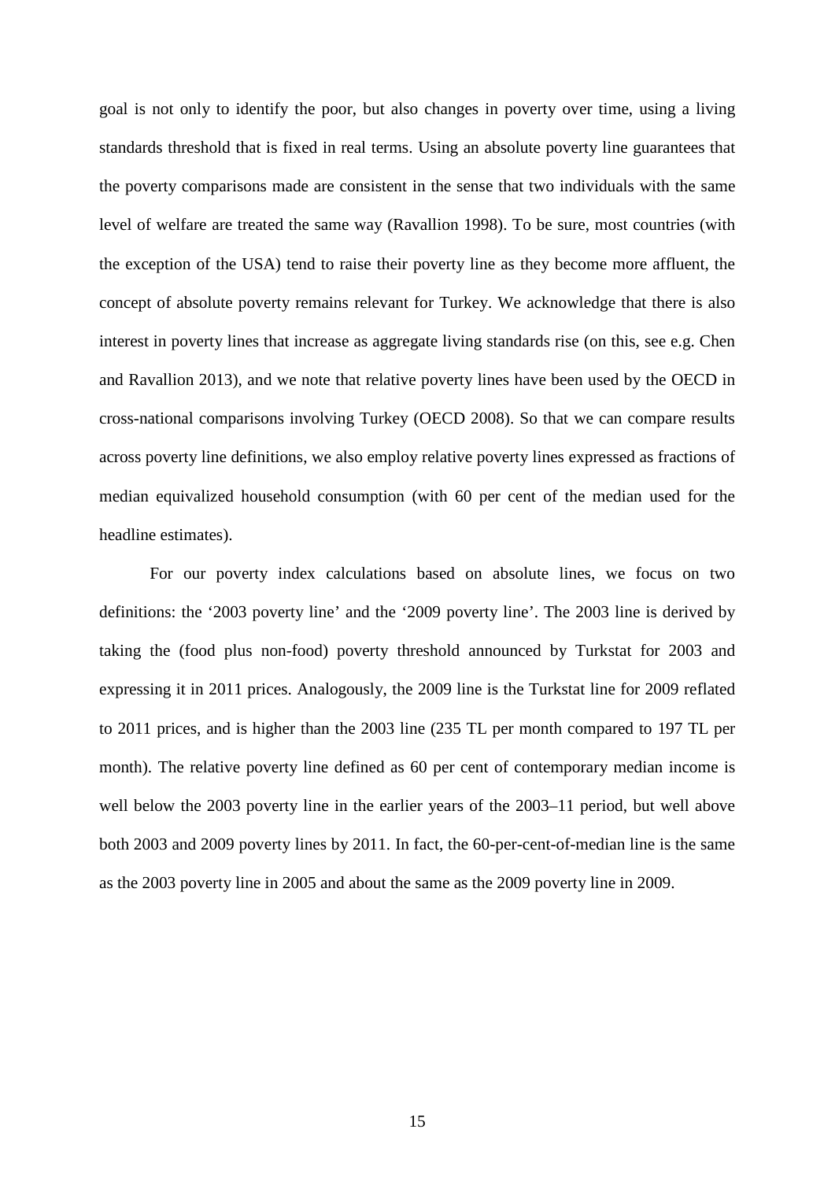goal is not only to identify the poor, but also changes in poverty over time, using a living standards threshold that is fixed in real terms. Using an absolute poverty line guarantees that the poverty comparisons made are consistent in the sense that two individuals with the same level of welfare are treated the same way (Ravallion 1998). To be sure, most countries (with the exception of the USA) tend to raise their poverty line as they become more affluent, the concept of absolute poverty remains relevant for Turkey. We acknowledge that there is also interest in poverty lines that increase as aggregate living standards rise (on this, see e.g. Chen and Ravallion 2013), and we note that relative poverty lines have been used by the OECD in cross-national comparisons involving Turkey (OECD 2008). So that we can compare results across poverty line definitions, we also employ relative poverty lines expressed as fractions of median equivalized household consumption (with 60 per cent of the median used for the headline estimates).

For our poverty index calculations based on absolute lines, we focus on two definitions: the '2003 poverty line' and the '2009 poverty line'. The 2003 line is derived by taking the (food plus non-food) poverty threshold announced by Turkstat for 2003 and expressing it in 2011 prices. Analogously, the 2009 line is the Turkstat line for 2009 reflated to 2011 prices, and is higher than the 2003 line (235 TL per month compared to 197 TL per month). The relative poverty line defined as 60 per cent of contemporary median income is well below the 2003 poverty line in the earlier years of the 2003–11 period, but well above both 2003 and 2009 poverty lines by 2011. In fact, the 60-per-cent-of-median line is the same as the 2003 poverty line in 2005 and about the same as the 2009 poverty line in 2009.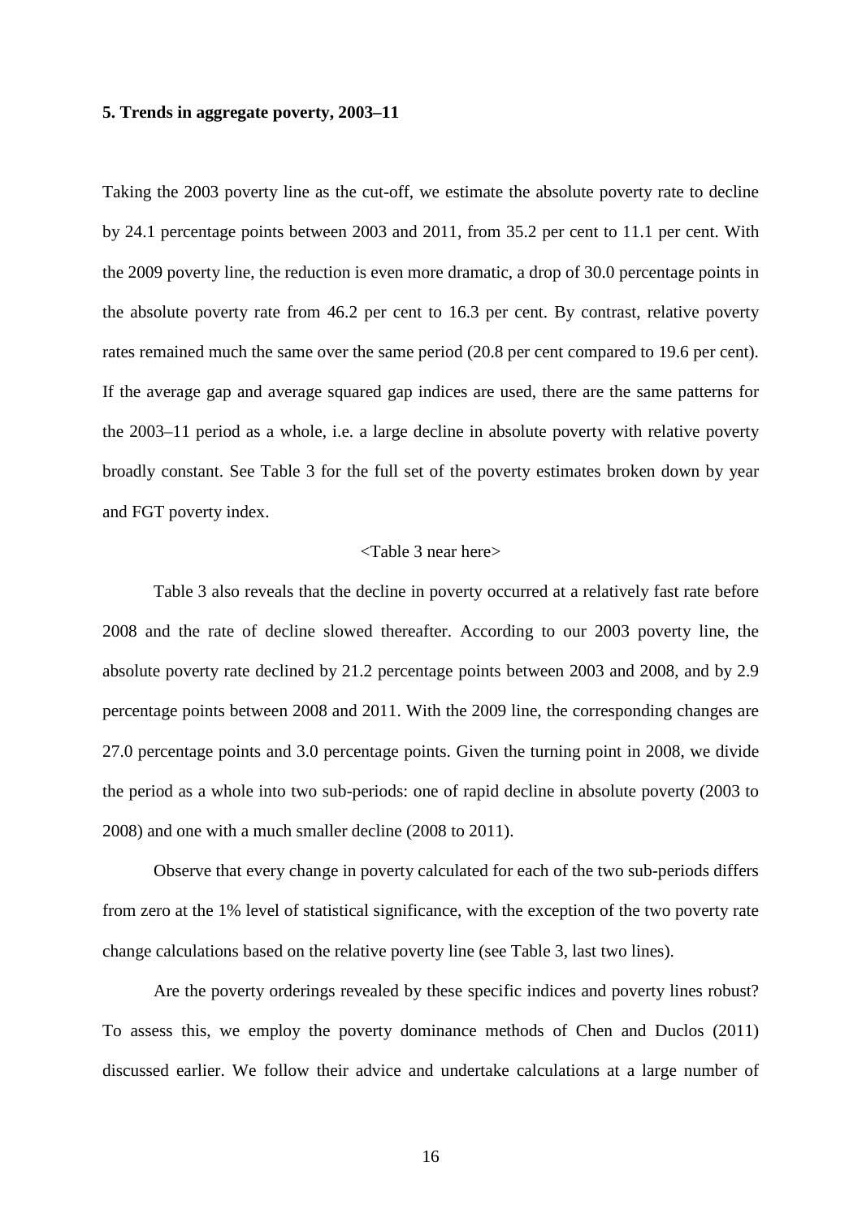**5. Trends in aggregate poverty, 2003–11**

Taking the 2003 poverty line as the cut-off, we estimate the absolute poverty rate to decline by 24.1 percentage points between 2003 and 2011, from 35.2 per cent to 11.1 per cent. With the 2009 poverty line, the reduction is even more dramatic, a drop of 30.0 percentage points in the absolute poverty rate from 46.2 per cent to 16.3 per cent. By contrast, relative poverty rates remained much the same over the same period (20.8 per cent compared to 19.6 per cent). If the average gap and average squared gap indices are used, there are the same patterns for the 2003–11 period as a whole, i.e. a large decline in absolute poverty with relative poverty broadly constant. See Table 3 for the full set of the poverty estimates broken down by year and FGT poverty index.

<Table 3 near here>

Table 3 also reveals that the decline in poverty occurred at a relatively fast rate before 2008 and the rate of decline slowed thereafter. According to our 2003 poverty line, the absolute poverty rate declined by 21.2 percentage points between 2003 and 2008, and by 2.9 percentage points between 2008 and 2011. With the 2009 line, the corresponding changes are 27.0 percentage points and 3.0 percentage points. Given the turning point in 2008, we divide the period as a whole into two sub-periods: one of rapid decline in absolute poverty (2003 to 2008) and one with a much smaller decline (2008 to 2011).

Observe that every change in poverty calculated for each of the two sub-periods differs from zero at the 1% level of statistical significance, with the exception of the two poverty rate change calculations based on the relative poverty line (see Table 3, last two lines).

Are the poverty orderings revealed by these specific indices and poverty lines robust? To assess this, we employ the poverty dominance methods of Chen and Duclos (2011) discussed earlier. We follow their advice and undertake calculations at a large number of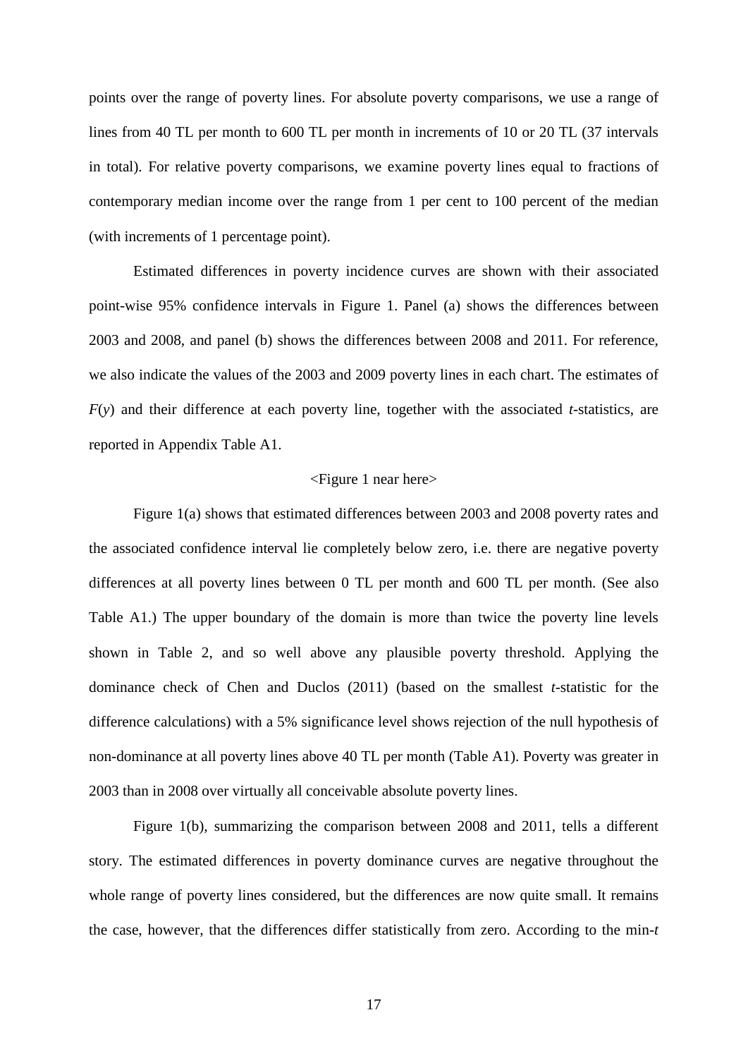points over the range of poverty lines. For absolute poverty comparisons, we use a range of lines from 40 TL per month to 600 TL per month in increments of 10 or 20 TL (37 intervals in total). For relative poverty comparisons, we examine poverty lines equal to fractions of contemporary median income over the range from 1 per cent to 100 percent of the median (with increments of 1 percentage point).

Estimated differences in poverty incidence curves are shown with their associated point-wise 95% confidence intervals in Figure 1. Panel (a) shows the differences between 2003 and 2008, and panel (b) shows the differences between 2008 and 2011. For reference, we also indicate the values of the 2003 and 2009 poverty lines in each chart. The estimates of $F(y)$ and their difference at each poverty line, together with the associated *t*-statistics, are reported in Appendix Table A1.

<Figure 1 near here>

Figure 1(a) shows that estimated differences between 2003 and 2008 poverty rates and the associated confidence interval lie completely below zero, i.e. there are negative poverty differences at all poverty lines between 0 TL per month and 600 TL per month. (See also Table A1.) The upper boundary of the domain is more than twice the poverty line levels shown in Table 2, and so well above any plausible poverty threshold. Applying the dominance check of Chen and Duclos (2011) (based on the smallest *t*-statistic for the difference calculations) with a 5% significance level shows rejection of the null hypothesis of non-dominance at all poverty lines above 40 TL per month (Table A1). Poverty was greater in 2003 than in 2008 over virtually all conceivable absolute poverty lines.

Figure 1(b), summarizing the comparison between 2008 and 2011, tells a different story. The estimated differences in poverty dominance curves are negative throughout the whole range of poverty lines considered, but the differences are now quite small. It remains the case, however, that the differences differ statistically from zero. According to the min-*t*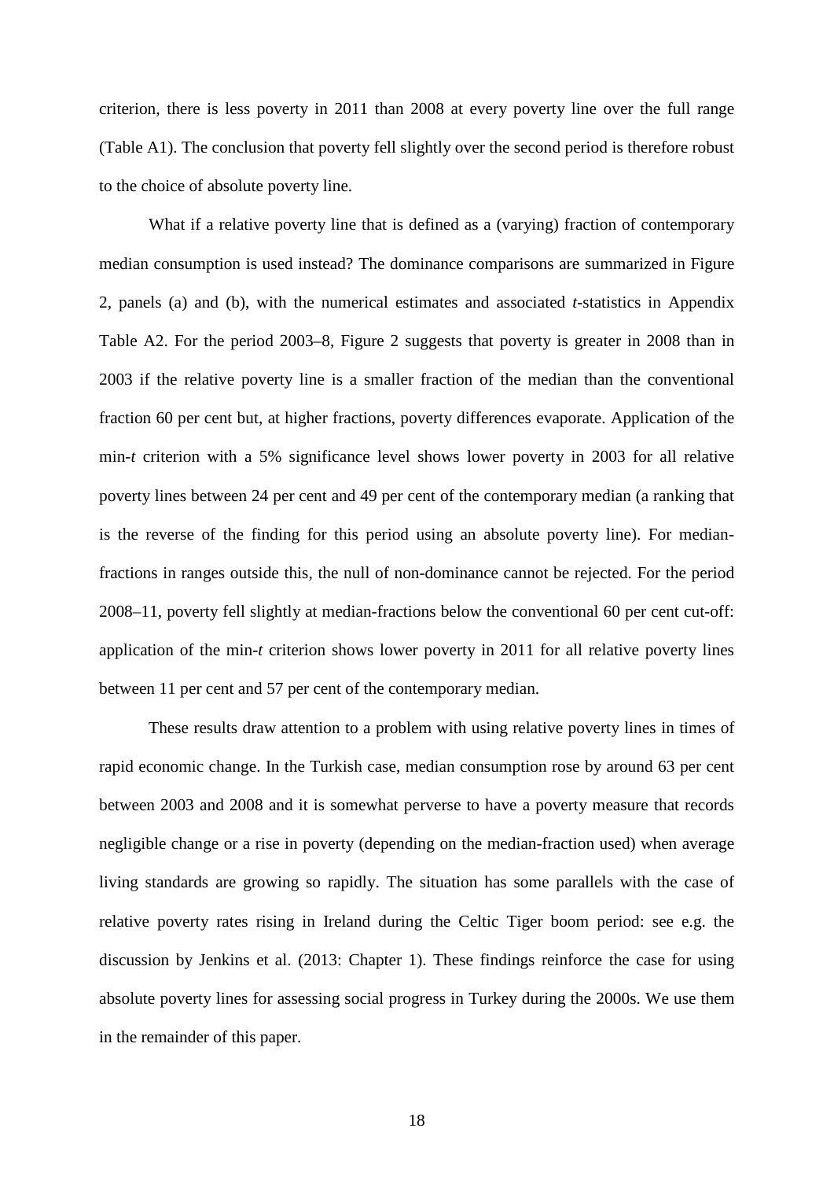criterion, there is less poverty in 2011 than 2008 at every poverty line over the full range (Table A1). The conclusion that poverty fell slightly over the second period is therefore robust to the choice of absolute poverty line.

What if a relative poverty line that is defined as a (varying) fraction of contemporary median consumption is used instead? The dominance comparisons are summarized in Figure 2, panels (a) and (b), with the numerical estimates and associated *t*-statistics in Appendix Table A2. For the period 2003–8, Figure 2 suggests that poverty is greater in 2008 than in 2003 if the relative poverty line is a smaller fraction of the median than the conventional fraction 60 per cent but, at higher fractions, poverty differences evaporate. Application of the min-*t* criterion with a 5% significance level shows lower poverty in 2003 for all relative poverty lines between 24 per cent and 49 per cent of the contemporary median (a ranking that is the reverse of the finding for this period using an absolute poverty line). For median-fractions in ranges outside this, the null of non-dominance cannot be rejected. For the period 2008–11, poverty fell slightly at median-fractions below the conventional 60 per cent cut-off: application of the min-*t* criterion shows lower poverty in 2011 for all relative poverty lines between 11 per cent and 57 per cent of the contemporary median.

These results draw attention to a problem with using relative poverty lines in times of rapid economic change. In the Turkish case, median consumption rose by around 63 per cent between 2003 and 2008 and it is somewhat perverse to have a poverty measure that records negligible change or a rise in poverty (depending on the median-fraction used) when average living standards are growing so rapidly. The situation has some parallels with the case of relative poverty rates rising in Ireland during the Celtic Tiger boom period: see e.g. the discussion by Jenkins et al. (2013: Chapter 1). These findings reinforce the case for using absolute poverty lines for assessing social progress in Turkey during the 2000s. We use them in the remainder of this paper.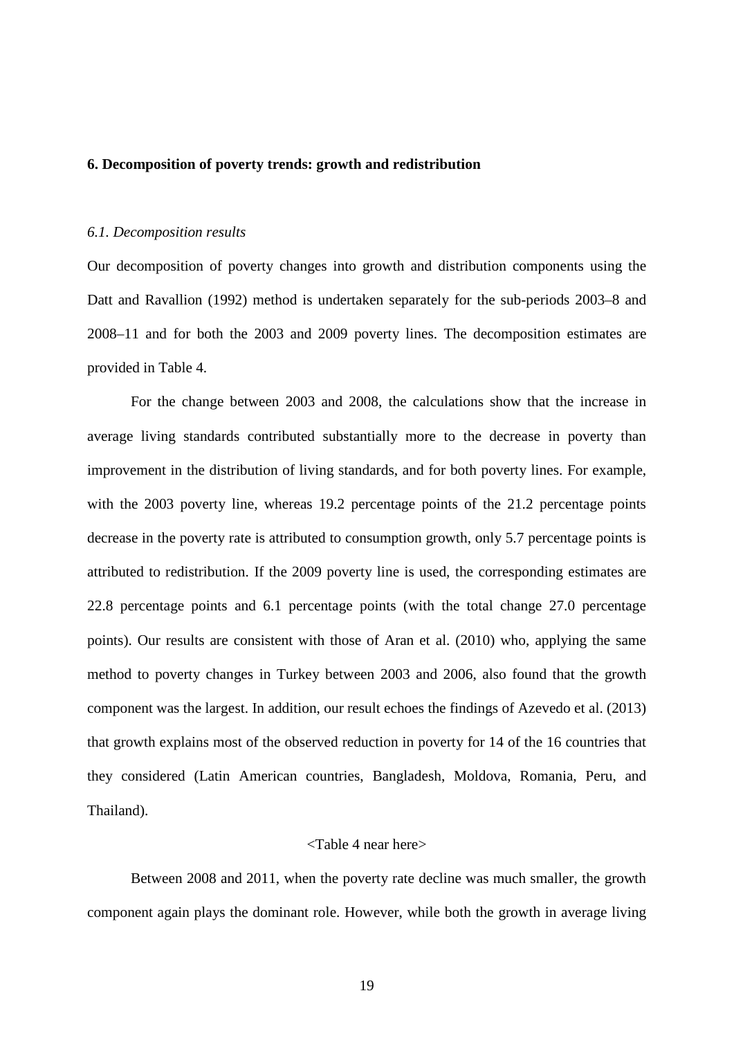## 6. Decomposition of poverty trends: growth and redistribution

### *6.1. Decomposition results*

Our decomposition of poverty changes into growth and distribution components using the Datt and Ravallion (1992) method is undertaken separately for the sub-periods 2003–8 and 2008–11 and for both the 2003 and 2009 poverty lines. The decomposition estimates are provided in Table 4.

For the change between 2003 and 2008, the calculations show that the increase in average living standards contributed substantially more to the decrease in poverty than improvement in the distribution of living standards, and for both poverty lines. For example, with the 2003 poverty line, whereas 19.2 percentage points of the 21.2 percentage points decrease in the poverty rate is attributed to consumption growth, only 5.7 percentage points is attributed to redistribution. If the 2009 poverty line is used, the corresponding estimates are 22.8 percentage points and 6.1 percentage points (with the total change 27.0 percentage points). Our results are consistent with those of Aran et al. (2010) who, applying the same method to poverty changes in Turkey between 2003 and 2006, also found that the growth component was the largest. In addition, our result echoes the findings of Azevedo et al. (2013) that growth explains most of the observed reduction in poverty for 14 of the 16 countries that they considered (Latin American countries, Bangladesh, Moldova, Romania, Peru, and Thailand).

<Table 4 near here>

Between 2008 and 2011, when the poverty rate decline was much smaller, the growth component again plays the dominant role. However, while both the growth in average living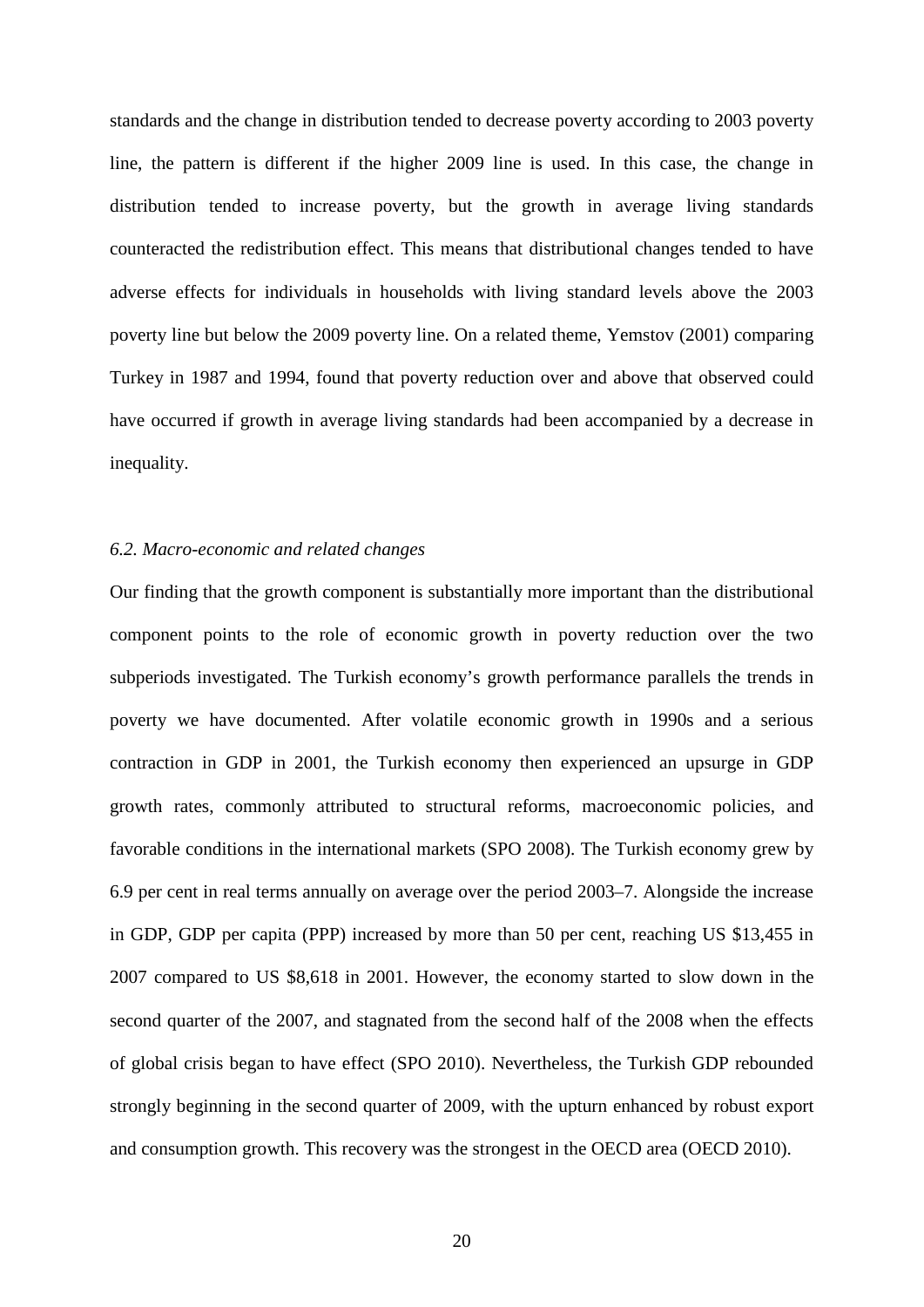standards and the change in distribution tended to decrease poverty according to 2003 poverty line, the pattern is different if the higher 2009 line is used. In this case, the change in distribution tended to increase poverty, but the growth in average living standards counteracted the redistribution effect. This means that distributional changes tended to have adverse effects for individuals in households with living standard levels above the 2003 poverty line but below the 2009 poverty line. On a related theme, Yemstov (2001) comparing Turkey in 1987 and 1994, found that poverty reduction over and above that observed could have occurred if growth in average living standards had been accompanied by a decrease in inequality.

### *6.2. Macro-economic and related changes*

Our finding that the growth component is substantially more important than the distributional component points to the role of economic growth in poverty reduction over the two subperiods investigated. The Turkish economy's growth performance parallels the trends in poverty we have documented. After volatile economic growth in 1990s and a serious contraction in GDP in 2001, the Turkish economy then experienced an upsurge in GDP growth rates, commonly attributed to structural reforms, macroeconomic policies, and favorable conditions in the international markets (SPO 2008). The Turkish economy grew by 6.9 per cent in real terms annually on average over the period 2003–7. Alongside the increase in GDP, GDP per capita (PPP) increased by more than 50 per cent, reaching US $13,455 in 2007 compared to US $8,618 in 2001. However, the economy started to slow down in the second quarter of the 2007, and stagnated from the second half of the 2008 when the effects of global crisis began to have effect (SPO 2010). Nevertheless, the Turkish GDP rebounded strongly beginning in the second quarter of 2009, with the upturn enhanced by robust export and consumption growth. This recovery was the strongest in the OECD area (OECD 2010).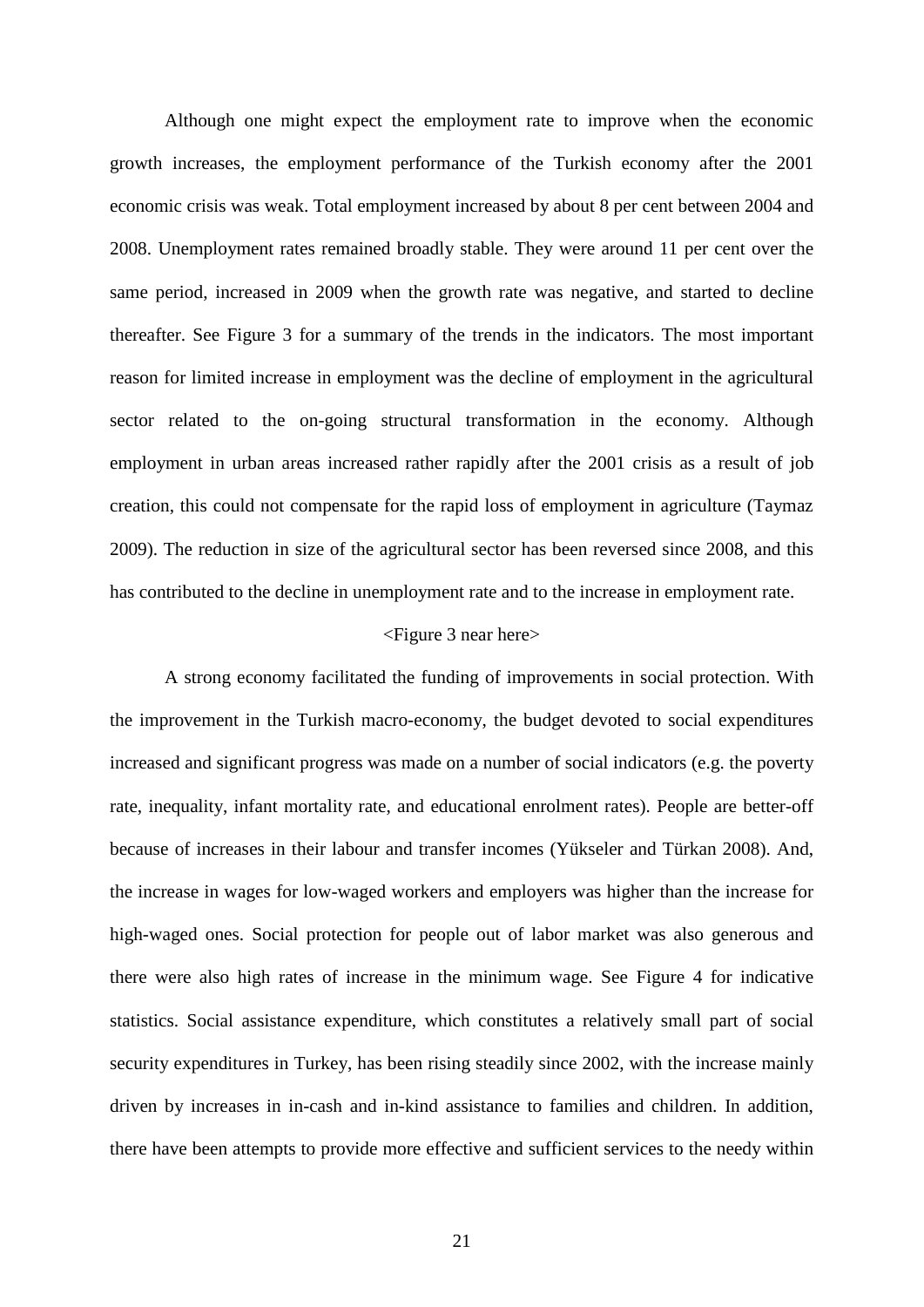Although one might expect the employment rate to improve when the economic growth increases, the employment performance of the Turkish economy after the 2001 economic crisis was weak. Total employment increased by about 8 per cent between 2004 and 2008. Unemployment rates remained broadly stable. They were around 11 per cent over the same period, increased in 2009 when the growth rate was negative, and started to decline thereafter. See Figure 3 for a summary of the trends in the indicators. The most important reason for limited increase in employment was the decline of employment in the agricultural sector related to the on-going structural transformation in the economy. Although employment in urban areas increased rather rapidly after the 2001 crisis as a result of job creation, this could not compensate for the rapid loss of employment in agriculture (Taymaz 2009). The reduction in size of the agricultural sector has been reversed since 2008, and this has contributed to the decline in unemployment rate and to the increase in employment rate.

<Figure 3 near here>

A strong economy facilitated the funding of improvements in social protection. With the improvement in the Turkish macro-economy, the budget devoted to social expenditures increased and significant progress was made on a number of social indicators (e.g. the poverty rate, inequality, infant mortality rate, and educational enrolment rates). People are better-off because of increases in their labour and transfer incomes (Yükseler and Türkan 2008). And, the increase in wages for low-waged workers and employers was higher than the increase for high-waged ones. Social protection for people out of labor market was also generous and there were also high rates of increase in the minimum wage. See Figure 4 for indicative statistics. Social assistance expenditure, which constitutes a relatively small part of social security expenditures in Turkey, has been rising steadily since 2002, with the increase mainly driven by increases in in-cash and in-kind assistance to families and children. In addition, there have been attempts to provide more effective and sufficient services to the needy within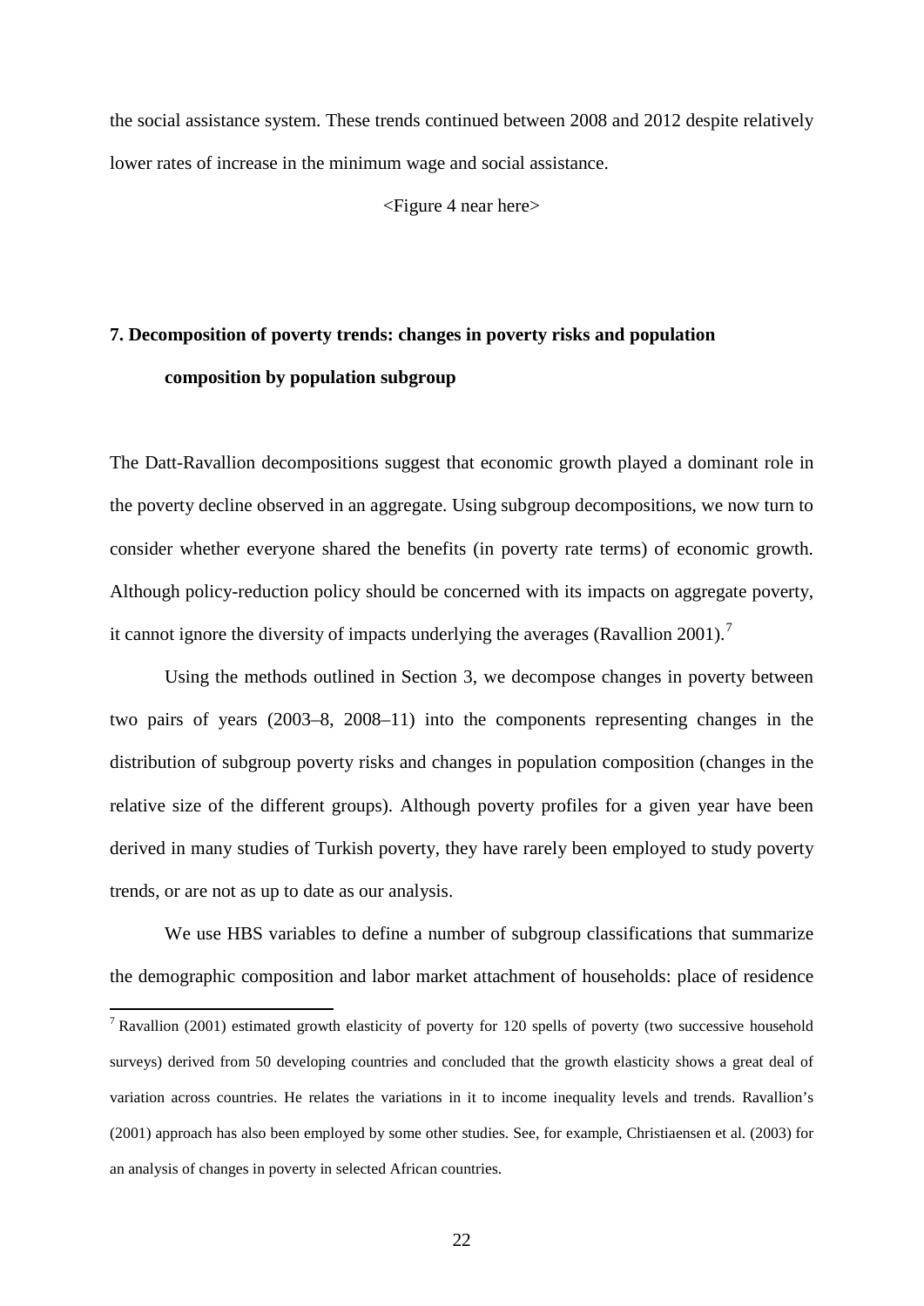the social assistance system. These trends continued between 2008 and 2012 despite relatively lower rates of increase in the minimum wage and social assistance.

<Figure 4 near here>

## 7. Decomposition of poverty trends: changes in poverty risks and population composition by population subgroup

The Datt-Ravallion decompositions suggest that economic growth played a dominant role in the poverty decline observed in an aggregate. Using subgroup decompositions, we now turn to consider whether everyone shared the benefits (in poverty rate terms) of economic growth. Although policy-reduction policy should be concerned with its impacts on aggregate poverty, it cannot ignore the diversity of impacts underlying the averages (Ravallion 2001).[7]

Using the methods outlined in Section 3, we decompose changes in poverty between two pairs of years (2003–8, 2008–11) into the components representing changes in the distribution of subgroup poverty risks and changes in population composition (changes in the relative size of the different groups). Although poverty profiles for a given year have been derived in many studies of Turkish poverty, they have rarely been employed to study poverty trends, or are not as up to date as our analysis.

We use HBS variables to define a number of subgroup classifications that summarize the demographic composition and labor market attachment of households: place of residence

[7] Ravallion (2001) estimated growth elasticity of poverty for 120 spells of poverty (two successive household surveys) derived from 50 developing countries and concluded that the growth elasticity shows a great deal of variation across countries. He relates the variations in it to income inequality levels and trends. Ravallion's (2001) approach has also been employed by some other studies. See, for example, Christiaensen et al. (2003) for an analysis of changes in poverty in selected African countries.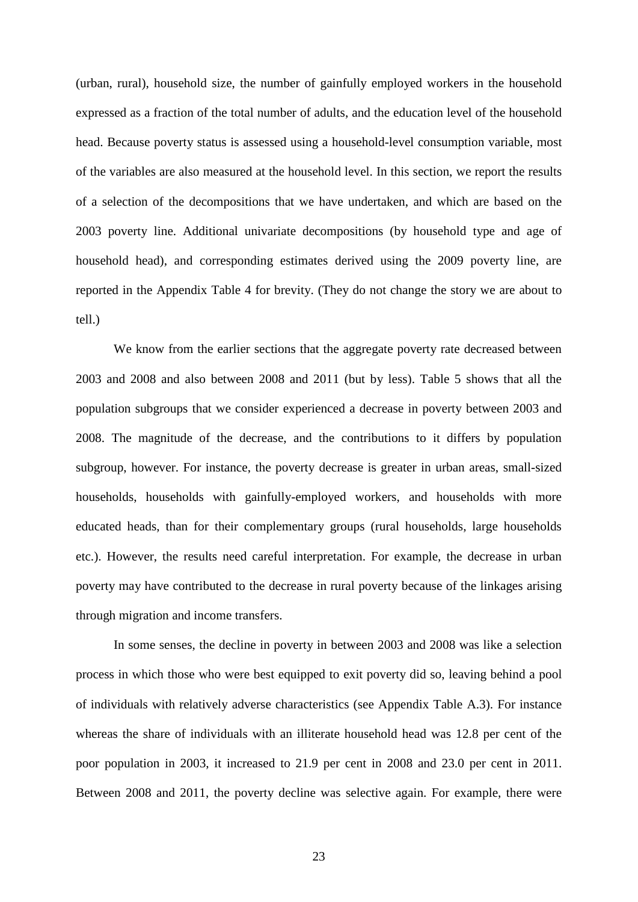(urban, rural), household size, the number of gainfully employed workers in the household expressed as a fraction of the total number of adults, and the education level of the household head. Because poverty status is assessed using a household-level consumption variable, most of the variables are also measured at the household level. In this section, we report the results of a selection of the decompositions that we have undertaken, and which are based on the 2003 poverty line. Additional univariate decompositions (by household type and age of household head), and corresponding estimates derived using the 2009 poverty line, are reported in the Appendix Table 4 for brevity. (They do not change the story we are about to tell.)

We know from the earlier sections that the aggregate poverty rate decreased between 2003 and 2008 and also between 2008 and 2011 (but by less). Table 5 shows that all the population subgroups that we consider experienced a decrease in poverty between 2003 and 2008. The magnitude of the decrease, and the contributions to it differs by population subgroup, however. For instance, the poverty decrease is greater in urban areas, small-sized households, households with gainfully-employed workers, and households with more educated heads, than for their complementary groups (rural households, large households etc.). However, the results need careful interpretation. For example, the decrease in urban poverty may have contributed to the decrease in rural poverty because of the linkages arising through migration and income transfers.

In some senses, the decline in poverty in between 2003 and 2008 was like a selection process in which those who were best equipped to exit poverty did so, leaving behind a pool of individuals with relatively adverse characteristics (see Appendix Table A.3). For instance whereas the share of individuals with an illiterate household head was 12.8 per cent of the poor population in 2003, it increased to 21.9 per cent in 2008 and 23.0 per cent in 2011. Between 2008 and 2011, the poverty decline was selective again. For example, there were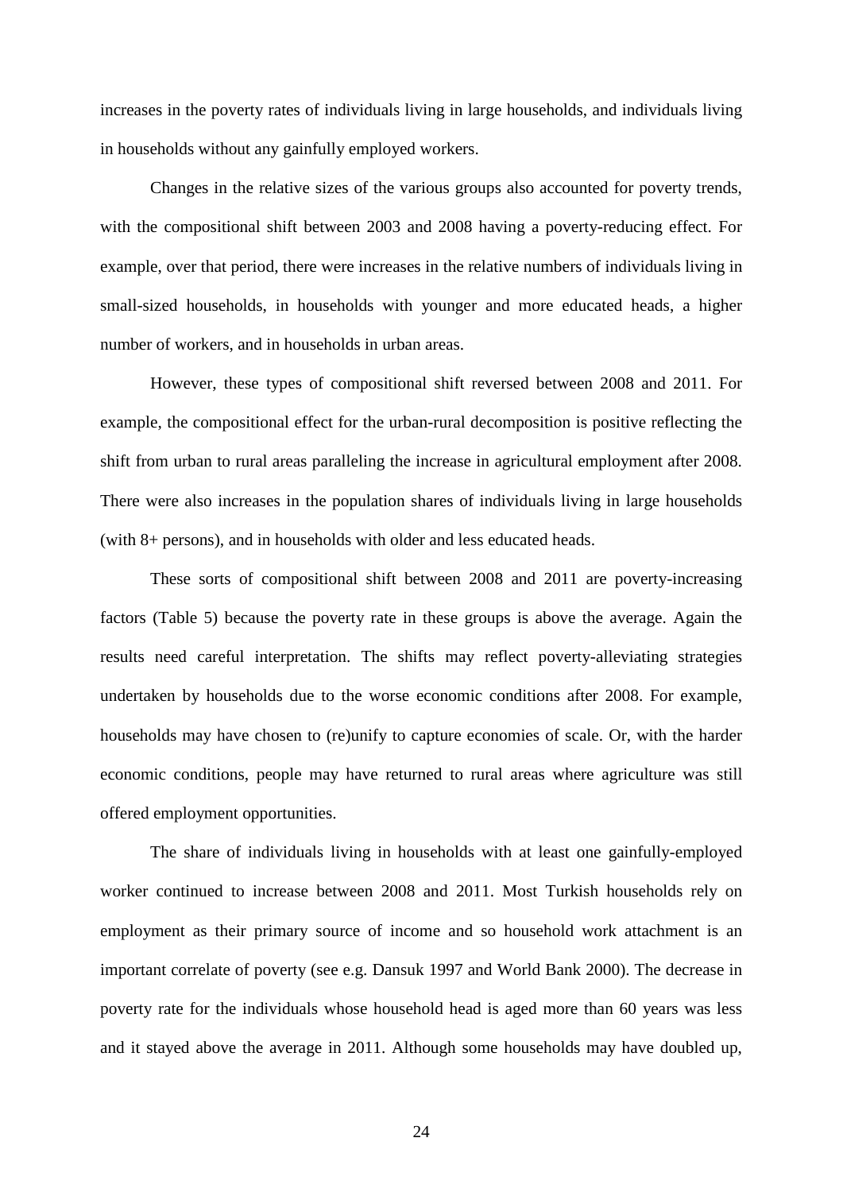increases in the poverty rates of individuals living in large households, and individuals living in households without any gainfully employed workers.

Changes in the relative sizes of the various groups also accounted for poverty trends, with the compositional shift between 2003 and 2008 having a poverty-reducing effect. For example, over that period, there were increases in the relative numbers of individuals living in small-sized households, in households with younger and more educated heads, a higher number of workers, and in households in urban areas.

However, these types of compositional shift reversed between 2008 and 2011. For example, the compositional effect for the urban-rural decomposition is positive reflecting the shift from urban to rural areas paralleling the increase in agricultural employment after 2008. There were also increases in the population shares of individuals living in large households (with 8+ persons), and in households with older and less educated heads.

These sorts of compositional shift between 2008 and 2011 are poverty-increasing factors (Table 5) because the poverty rate in these groups is above the average. Again the results need careful interpretation. The shifts may reflect poverty-alleviating strategies undertaken by households due to the worse economic conditions after 2008. For example, households may have chosen to (re)unify to capture economies of scale. Or, with the harder economic conditions, people may have returned to rural areas where agriculture was still offered employment opportunities.

The share of individuals living in households with at least one gainfully-employed worker continued to increase between 2008 and 2011. Most Turkish households rely on employment as their primary source of income and so household work attachment is an important correlate of poverty (see e.g. Dansuk 1997 and World Bank 2000). The decrease in poverty rate for the individuals whose household head is aged more than 60 years was less and it stayed above the average in 2011. Although some households may have doubled up,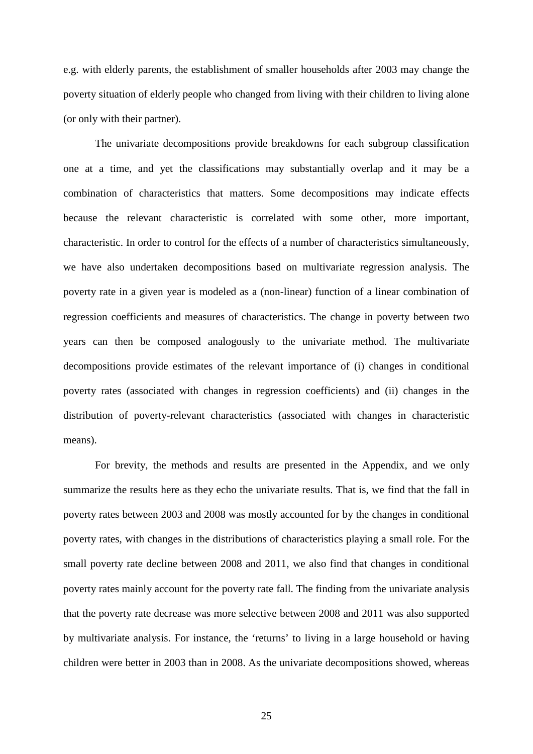e.g. with elderly parents, the establishment of smaller households after 2003 may change the poverty situation of elderly people who changed from living with their children to living alone (or only with their partner).

The univariate decompositions provide breakdowns for each subgroup classification one at a time, and yet the classifications may substantially overlap and it may be a combination of characteristics that matters. Some decompositions may indicate effects because the relevant characteristic is correlated with some other, more important, characteristic. In order to control for the effects of a number of characteristics simultaneously, we have also undertaken decompositions based on multivariate regression analysis. The poverty rate in a given year is modeled as a (non-linear) function of a linear combination of regression coefficients and measures of characteristics. The change in poverty between two years can then be composed analogously to the univariate method. The multivariate decompositions provide estimates of the relevant importance of (i) changes in conditional poverty rates (associated with changes in regression coefficients) and (ii) changes in the distribution of poverty-relevant characteristics (associated with changes in characteristic means).

For brevity, the methods and results are presented in the Appendix, and we only summarize the results here as they echo the univariate results. That is, we find that the fall in poverty rates between 2003 and 2008 was mostly accounted for by the changes in conditional poverty rates, with changes in the distributions of characteristics playing a small role. For the small poverty rate decline between 2008 and 2011, we also find that changes in conditional poverty rates mainly account for the poverty rate fall. The finding from the univariate analysis that the poverty rate decrease was more selective between 2008 and 2011 was also supported by multivariate analysis. For instance, the 'returns' to living in a large household or having children were better in 2003 than in 2008. As the univariate decompositions showed, whereas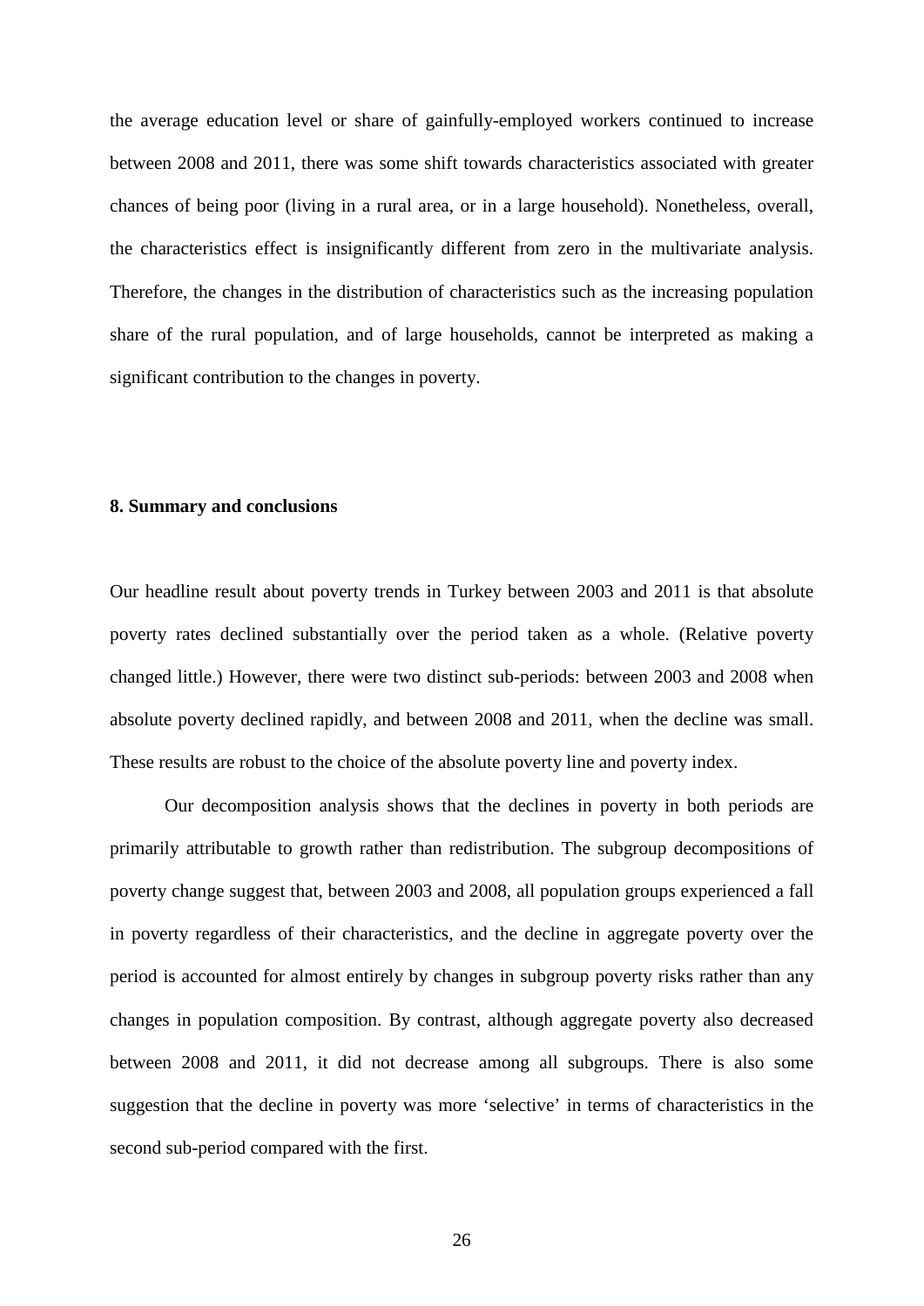the average education level or share of gainfully-employed workers continued to increase between 2008 and 2011, there was some shift towards characteristics associated with greater chances of being poor (living in a rural area, or in a large household). Nonetheless, overall, the characteristics effect is insignificantly different from zero in the multivariate analysis. Therefore, the changes in the distribution of characteristics such as the increasing population share of the rural population, and of large households, cannot be interpreted as making a significant contribution to the changes in poverty.

## 8. Summary and conclusions

Our headline result about poverty trends in Turkey between 2003 and 2011 is that absolute poverty rates declined substantially over the period taken as a whole. (Relative poverty changed little.) However, there were two distinct sub-periods: between 2003 and 2008 when absolute poverty declined rapidly, and between 2008 and 2011, when the decline was small. These results are robust to the choice of the absolute poverty line and poverty index.

Our decomposition analysis shows that the declines in poverty in both periods are primarily attributable to growth rather than redistribution. The subgroup decompositions of poverty change suggest that, between 2003 and 2008, all population groups experienced a fall in poverty regardless of their characteristics, and the decline in aggregate poverty over the period is accounted for almost entirely by changes in subgroup poverty risks rather than any changes in population composition. By contrast, although aggregate poverty also decreased between 2008 and 2011, it did not decrease among all subgroups. There is also some suggestion that the decline in poverty was more 'selective' in terms of characteristics in the second sub-period compared with the first.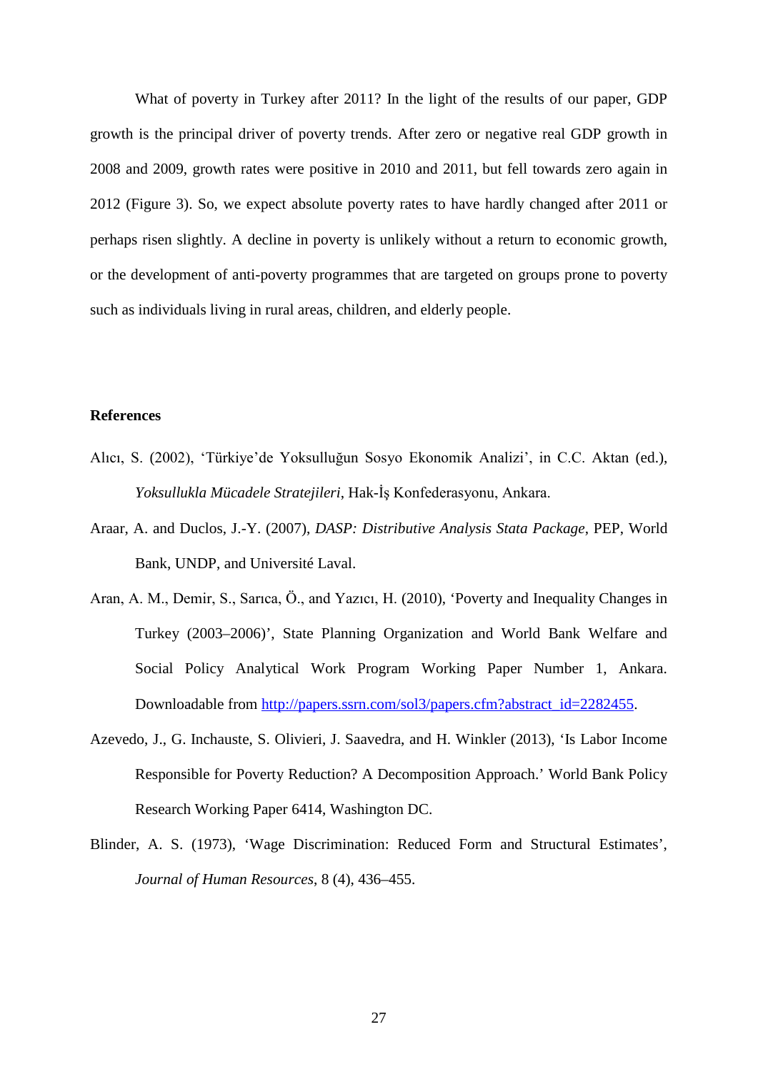What of poverty in Turkey after 2011? In the light of the results of our paper, GDP growth is the principal driver of poverty trends. After zero or negative real GDP growth in 2008 and 2009, growth rates were positive in 2010 and 2011, but fell towards zero again in 2012 (Figure 3). So, we expect absolute poverty rates to have hardly changed after 2011 or perhaps risen slightly. A decline in poverty is unlikely without a return to economic growth, or the development of anti-poverty programmes that are targeted on groups prone to poverty such as individuals living in rural areas, children, and elderly people.

## References

Alıcı, S. (2002), 'Türkiye'de Yoksulluğun Sosyo Ekonomik Analizi', in C.C. Aktan (ed.), *Yoksullukla Mücadele Stratejileri*, Hak-İş Konfederasyonu, Ankara.

Araar, A. and Duclos, J.-Y. (2007), *DASP: Distributive Analysis Stata Package*, PEP, World Bank, UNDP, and Université Laval.

Aran, A. M., Demir, S., Sarıca, Ö., and Yazıcı, H. (2010), 'Poverty and Inequality Changes in Turkey (2003–2006)', State Planning Organization and World Bank Welfare and Social Policy Analytical Work Program Working Paper Number 1, Ankara. Downloadable from http://papers.ssrn.com/sol3/papers.cfm?abstract_id=2282455.

Azevedo, J., G. Inchauste, S. Olivieri, J. Saavedra, and H. Winkler (2013), 'Is Labor Income Responsible for Poverty Reduction? A Decomposition Approach.' World Bank Policy Research Working Paper 6414, Washington DC.

Blinder, A. S. (1973), 'Wage Discrimination: Reduced Form and Structural Estimates', *Journal of Human Resources*, 8 (4), 436–455.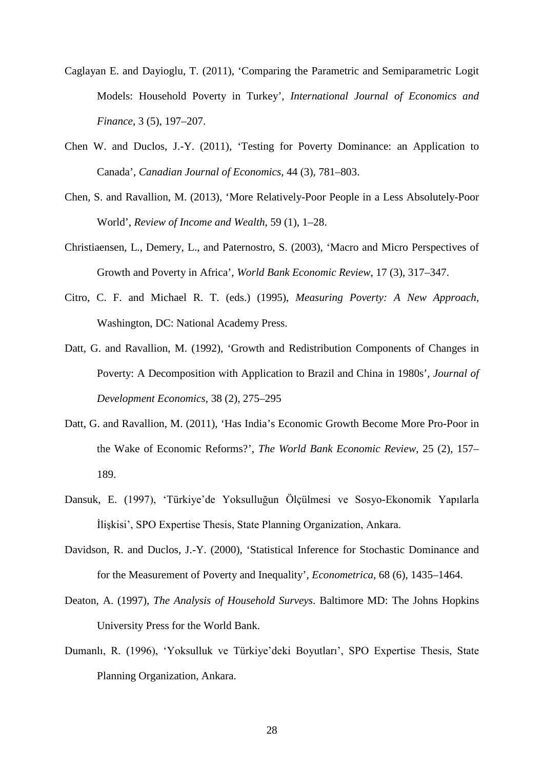Caglayan E. and Dayioglu, T. (2011), 'Comparing the Parametric and Semiparametric Logit Models: Household Poverty in Turkey', *International Journal of Economics and Finance*, 3 (5), 197–207.

Chen W. and Duclos, J.-Y. (2011), 'Testing for Poverty Dominance: an Application to Canada', *Canadian Journal of Economics*, 44 (3), 781–803.

Chen, S. and Ravallion, M. (2013), 'More Relatively-Poor People in a Less Absolutely-Poor World', *Review of Income and Wealth*, 59 (1), 1–28.

Christiaensen, L., Demery, L., and Paternostro, S. (2003), 'Macro and Micro Perspectives of Growth and Poverty in Africa', *World Bank Economic Review*, 17 (3), 317–347.

Citro, C. F. and Michael R. T. (eds.) (1995), *Measuring Poverty: A New Approach*, Washington, DC: National Academy Press.

Datt, G. and Ravallion, M. (1992), 'Growth and Redistribution Components of Changes in Poverty: A Decomposition with Application to Brazil and China in 1980s', *Journal of Development Economics*, 38 (2), 275–295

Datt, G. and Ravallion, M. (2011), 'Has India's Economic Growth Become More Pro-Poor in the Wake of Economic Reforms?', *The World Bank Economic Review*, 25 (2), 157–189.

Dansuk, E. (1997), 'Türkiye'de Yoksulluğun Ölçülmesi ve Sosyo-Ekonomik Yapılarla İlişkisi', SPO Expertise Thesis, State Planning Organization, Ankara.

Davidson, R. and Duclos, J.-Y. (2000), 'Statistical Inference for Stochastic Dominance and for the Measurement of Poverty and Inequality', *Econometrica*, 68 (6), 1435–1464.

Deaton, A. (1997), *The Analysis of Household Surveys*. Baltimore MD: The Johns Hopkins University Press for the World Bank.

Dumanlı, R. (1996), 'Yoksulluk ve Türkiye'deki Boyutları', SPO Expertise Thesis, State Planning Organization, Ankara.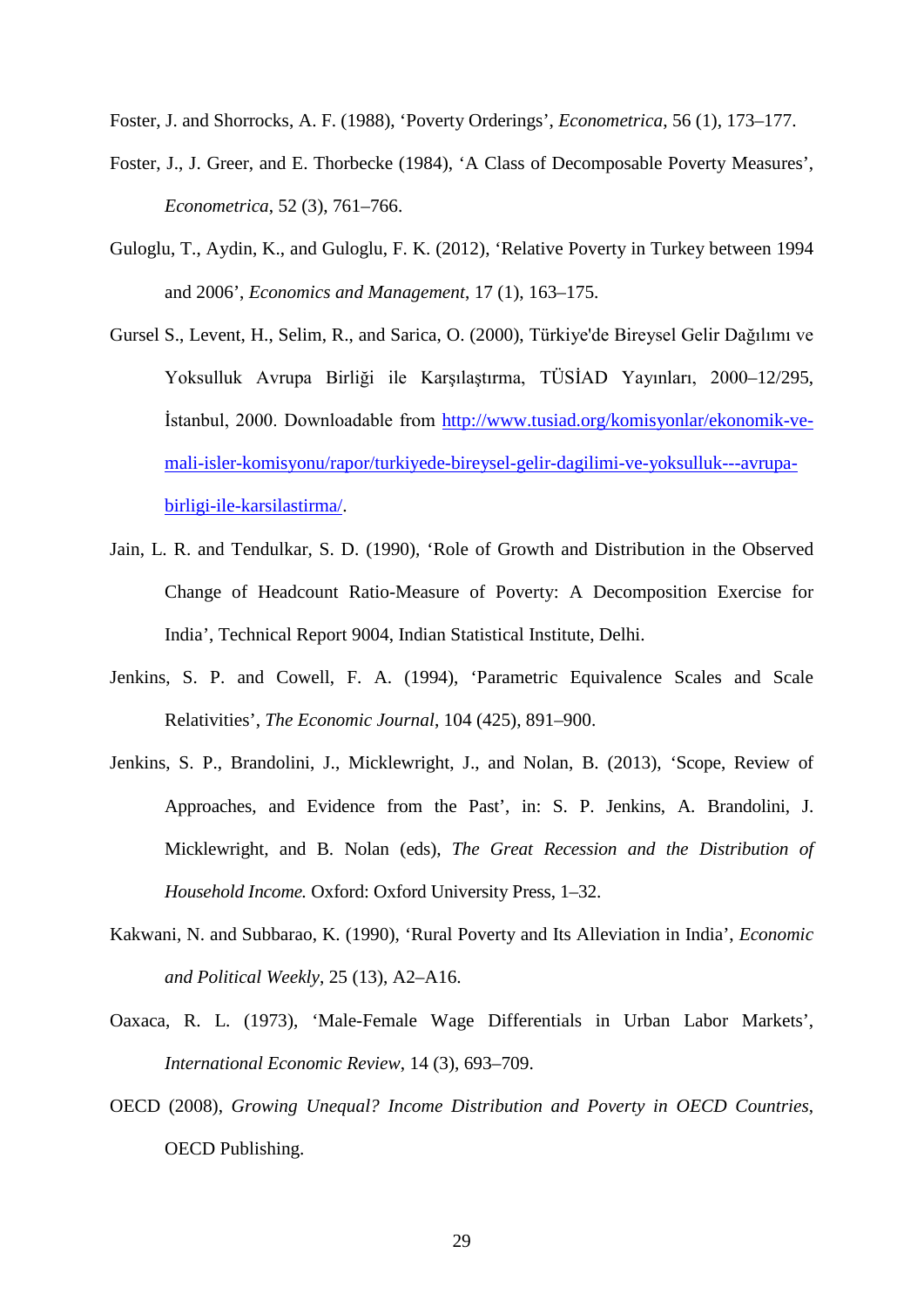Foster, J. and Shorrocks, A. F. (1988), 'Poverty Orderings', *Econometrica*, 56 (1), 173–177.

Foster, J., J. Greer, and E. Thorbecke (1984), 'A Class of Decomposable Poverty Measures', *Econometrica*, 52 (3), 761–766.

Guloglu, T., Aydin, K., and Guloglu, F. K. (2012), 'Relative Poverty in Turkey between 1994 and 2006', *Economics and Management*, 17 (1), 163–175.

Gursel S., Levent, H., Selim, R., and Sarica, O. (2000), Türkiye'de Bireysel Gelir Dağılımı ve Yoksulluk Avrupa Birliği ile Karşılaştırma, TÜSİAD Yayınları, 2000–12/295, İstanbul, 2000. Downloadable from [http://www.tusiad.org/komisyonlar/ekonomik-ve-mali-isler-komisyonu/rapor/turkiyede-bireysel-gelir-dagilimi-ve-yoksulluk---avrupa-birligi-ile-karsilastirma/](http://www.tusiad.org/komisyonlar/ekonomik-ve-mali-isler-komisyonu/rapor/turkiyede-bireysel-gelir-dagilimi-ve-yoksulluk---avrupa-birligi-ile-karsilastirma/).

Jain, L. R. and Tendulkar, S. D. (1990), 'Role of Growth and Distribution in the Observed Change of Headcount Ratio-Measure of Poverty: A Decomposition Exercise for India', Technical Report 9004, Indian Statistical Institute, Delhi.

Jenkins, S. P. and Cowell, F. A. (1994), 'Parametric Equivalence Scales and Scale Relativities', *The Economic Journal*, 104 (425), 891–900.

Jenkins, S. P., Brandolini, J., Micklewright, J., and Nolan, B. (2013), 'Scope, Review of Approaches, and Evidence from the Past', in: S. P. Jenkins, A. Brandolini, J. Micklewright, and B. Nolan (eds), *The Great Recession and the Distribution of Household Income.* Oxford: Oxford University Press, 1–32.

Kakwani, N. and Subbarao, K. (1990), 'Rural Poverty and Its Alleviation in India', *Economic and Political Weekly*, 25 (13), A2–A16.

Oaxaca, R. L. (1973), 'Male-Female Wage Differentials in Urban Labor Markets', *International Economic Review*, 14 (3), 693–709.

OECD (2008), *Growing Unequal? Income Distribution and Poverty in OECD Countries*, OECD Publishing.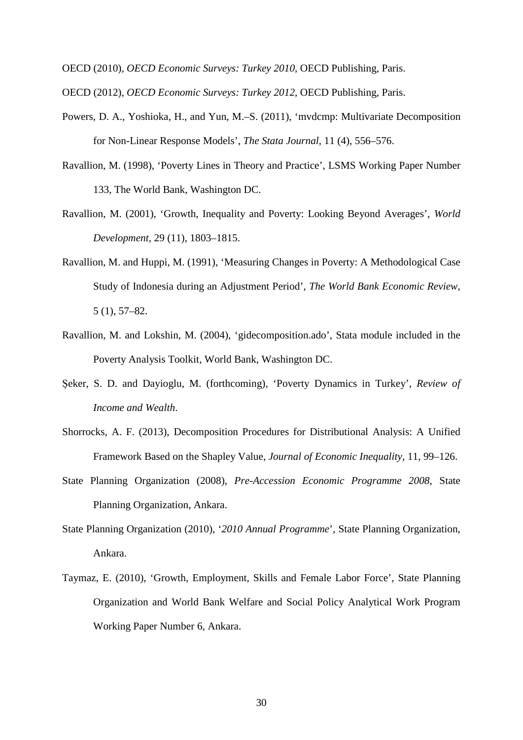OECD (2010), *OECD Economic Surveys: Turkey 2010*, OECD Publishing, Paris.

OECD (2012), *OECD Economic Surveys: Turkey 2012*, OECD Publishing, Paris.

Powers, D. A., Yoshioka, H., and Yun, M.–S. (2011), 'mvdcmp: Multivariate Decomposition for Non-Linear Response Models', *The Stata Journal*, 11 (4), 556–576.

Ravallion, M. (1998), 'Poverty Lines in Theory and Practice', LSMS Working Paper Number 133, The World Bank, Washington DC.

Ravallion, M. (2001), 'Growth, Inequality and Poverty: Looking Beyond Averages', *World Development*, 29 (11), 1803–1815.

Ravallion, M. and Huppi, M. (1991), 'Measuring Changes in Poverty: A Methodological Case Study of Indonesia during an Adjustment Period', *The World Bank Economic Review*, 5 (1), 57–82.

Ravallion, M. and Lokshin, M. (2004), 'gidecomposition.ado', Stata module included in the Poverty Analysis Toolkit, World Bank, Washington DC.

Şeker, S. D. and Dayioglu, M. (forthcoming), 'Poverty Dynamics in Turkey', *Review of Income and Wealth*.

Shorrocks, A. F. (2013), Decomposition Procedures for Distributional Analysis: A Unified Framework Based on the Shapley Value, *Journal of Economic Inequality*, 11, 99–126.

State Planning Organization (2008), *Pre-Accession Economic Programme 2008*, State Planning Organization, Ankara.

State Planning Organization (2010), '*2010 Annual Programme*', State Planning Organization, Ankara.

Taymaz, E. (2010), 'Growth, Employment, Skills and Female Labor Force', State Planning Organization and World Bank Welfare and Social Policy Analytical Work Program Working Paper Number 6, Ankara.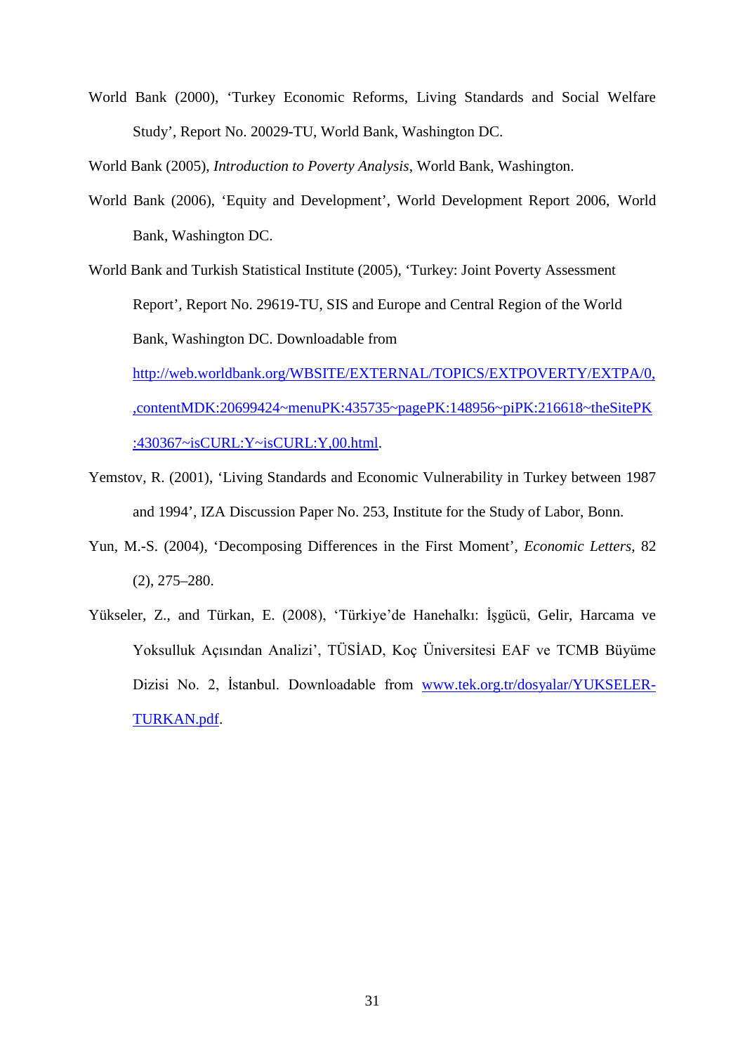World Bank (2000), 'Turkey Economic Reforms, Living Standards and Social Welfare Study', Report No. 20029-TU, World Bank, Washington DC.

World Bank (2005), *Introduction to Poverty Analysis*, World Bank, Washington.

World Bank (2006), 'Equity and Development', World Development Report 2006, World Bank, Washington DC.

World Bank and Turkish Statistical Institute (2005), 'Turkey: Joint Poverty Assessment Report', Report No. 29619-TU, SIS and Europe and Central Region of the World Bank, Washington DC. Downloadable from http://web.worldbank.org/WBSITE/EXTERNAL/TOPICS/EXTPOVERTY/EXTPA/0,,contentMDK:20699424~menuPK:435735~pagePK:148956~piPK:216618~theSitePK:430367~isCURL:Y~isCURL:Y,00.html.

Yemstov, R. (2001), 'Living Standards and Economic Vulnerability in Turkey between 1987 and 1994', IZA Discussion Paper No. 253, Institute for the Study of Labor, Bonn.

Yun, M.-S. (2004), 'Decomposing Differences in the First Moment', *Economic Letters*, 82 (2), 275–280.

Yükseler, Z., and Türkan, E. (2008), 'Türkiye'de Hanehalkı: İşgücü, Gelir, Harcama ve Yoksulluk Açısından Analizi', TÜSİAD, Koç Üniversitesi EAF ve TCMB Büyüme Dizisi No. 2, İstanbul. Downloadable from www.tek.org.tr/dosyalar/YUKSELER-TURKAN.pdf.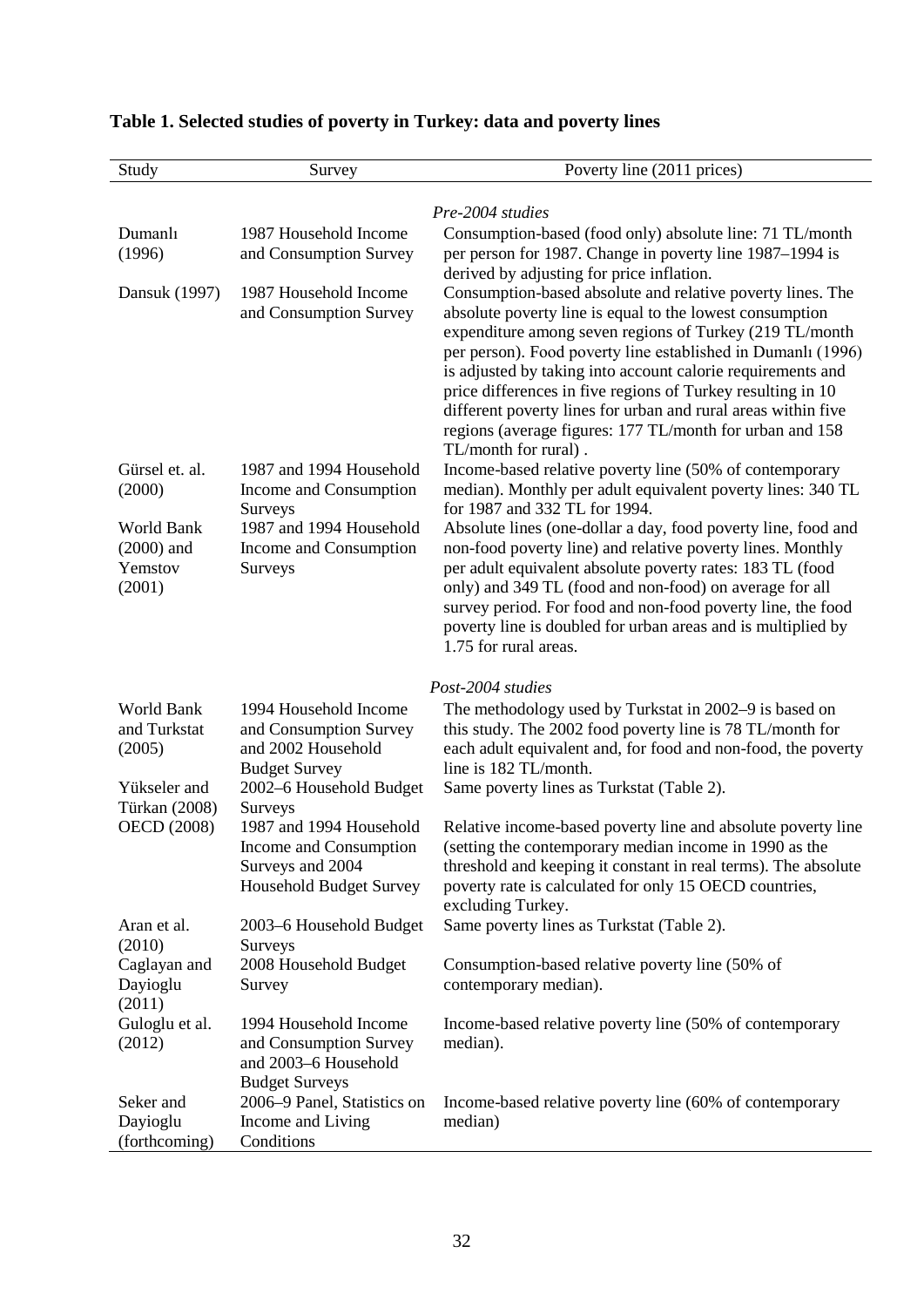# Table 1. Selected studies of poverty in Turkey: data and poverty lines

| Study | Survey | Poverty line (2011 prices) |
|---|---|---|
| | | *Pre-2004 studies* |
| Dumanlı (1996) | 1987 Household Income and Consumption Survey | Consumption-based (food only) absolute line: 71 TL/month per person for 1987. Change in poverty line 1987–1994 is derived by adjusting for price inflation. |
| Dansuk (1997) | 1987 Household Income and Consumption Survey | Consumption-based absolute and relative poverty lines. The absolute poverty line is equal to the lowest consumption expenditure among seven regions of Turkey (219 TL/month per person). Food poverty line established in Dumanlı (1996) is adjusted by taking into account calorie requirements and price differences in five regions of Turkey resulting in 10 different poverty lines for urban and rural areas within five regions (average figures: 177 TL/month for urban and 158 TL/month for rural) . |
| Gürsel et. al. (2000) | 1987 and 1994 Household Income and Consumption Surveys | Income-based relative poverty line (50% of contemporary median). Monthly per adult equivalent poverty lines: 340 TL for 1987 and 332 TL for 1994. |
| World Bank (2000) and Yemstov (2001) | 1987 and 1994 Household Income and Consumption Surveys | Absolute lines (one-dollar a day, food poverty line, food and non-food poverty line) and relative poverty lines. Monthly per adult equivalent absolute poverty rates: 183 TL (food only) and 349 TL (food and non-food) on average for all survey period. For food and non-food poverty line, the food poverty line is doubled for urban areas and is multiplied by 1.75 for rural areas. |
| | | *Post-2004 studies* |
| World Bank and Turkstat (2005) | 1994 Household Income and Consumption Survey and 2002 Household Budget Survey | The methodology used by Turkstat in 2002–9 is based on this study. The 2002 food poverty line is 78 TL/month for each adult equivalent and, for food and non-food, the poverty line is 182 TL/month. |
| Yükseler and Türkan (2008) | 2002–6 Household Budget Surveys | Same poverty lines as Turkstat (Table 2). |
| OECD (2008) | 1987 and 1994 Household Income and Consumption Surveys and 2004 Household Budget Survey | Relative income-based poverty line and absolute poverty line (setting the contemporary median income in 1990 as the threshold and keeping it constant in real terms). The absolute poverty rate is calculated for only 15 OECD countries, excluding Turkey. |
| Aran et al. (2010) | 2003–6 Household Budget Surveys | Same poverty lines as Turkstat (Table 2). |
| Caglayan and Dayioglu (2011) | 2008 Household Budget Survey | Consumption-based relative poverty line (50% of contemporary median). |
| Guloglu et al. (2012) | 1994 Household Income and Consumption Survey and 2003–6 Household Budget Surveys | Income-based relative poverty line (50% of contemporary median). |
| Seker and Dayioglu (forthcoming) | 2006–9 Panel, Statistics on Income and Living Conditions | Income-based relative poverty line (60% of contemporary median) |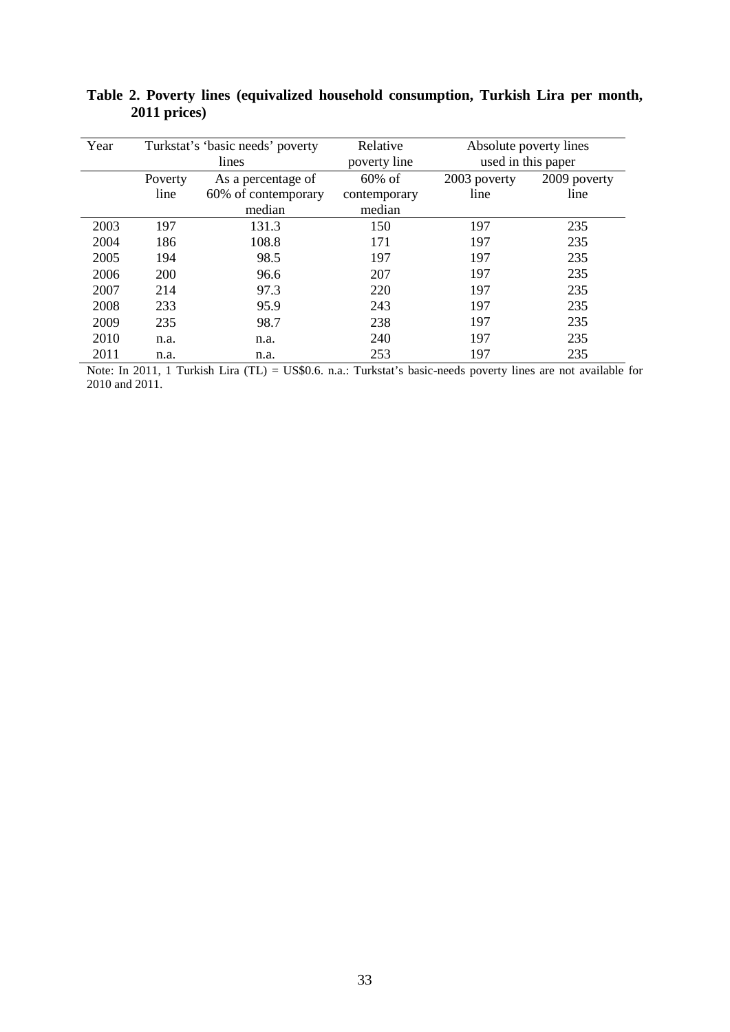**Table 2. Poverty lines (equivalized household consumption, Turkish Lira per month, 2011 prices)**

| Year | Turkstat's 'basic needs' poverty lines | | Relative poverty line | Absolute poverty lines used in this paper | |
|---|---|---|---|---|---|
| | Poverty line | As a percentage of 60% of contemporary median | 60% of contemporary median | 2003 poverty line | 2009 poverty line |
| 2003 | 197 | 131.3 | 150 | 197 | 235 |
| 2004 | 186 | 108.8 | 171 | 197 | 235 |
| 2005 | 194 | 98.5 | 197 | 197 | 235 |
| 2006 | 200 | 96.6 | 207 | 197 | 235 |
| 2007 | 214 | 97.3 | 220 | 197 | 235 |
| 2008 | 233 | 95.9 | 243 | 197 | 235 |
| 2009 | 235 | 98.7 | 238 | 197 | 235 |
| 2010 | n.a. | n.a. | 240 | 197 | 235 |
| 2011 | n.a. | n.a. | 253 | 197 | 235 |

Note: In 2011, 1 Turkish Lira (TL) = US$0.6. n.a.: Turkstat's basic-needs poverty lines are not available for 2010 and 2011.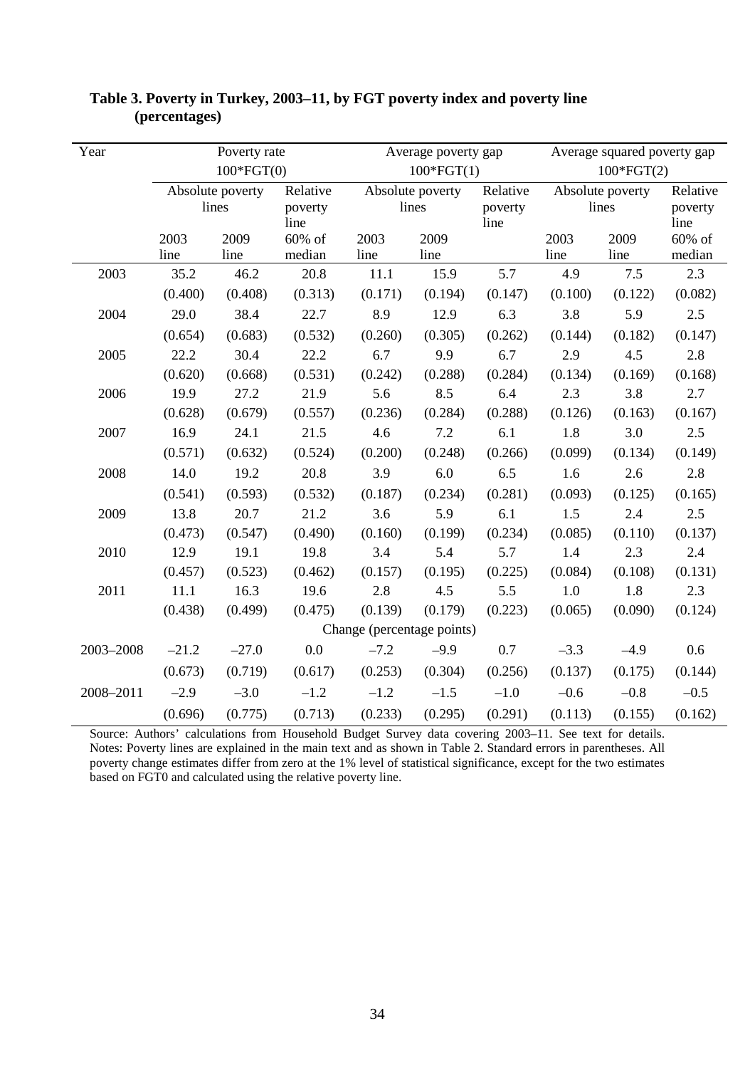**Table 3. Poverty in Turkey, 2003–11, by FGT poverty index and poverty line (percentages)**

| Year | Poverty rate 100*FGT(0) | | | Average poverty gap 100*FGT(1) | | | Average squared poverty gap 100*FGT(2) | | |
|---|---|---|---|---|---|---|---|---|---|
| | Absolute poverty lines | | Relative poverty line | Absolute poverty lines | | Relative poverty line | Absolute poverty lines | | Relative poverty line |
| | 2003 line | 2009 line | 60% of median | 2003 line | 2009 line | | 2003 line | 2009 line | 60% of median |
| 2003 | 35.2 | 46.2 | 20.8 | 11.1 | 15.9 | 5.7 | 4.9 | 7.5 | 2.3 |
| | (0.400) | (0.408) | (0.313) | (0.171) | (0.194) | (0.147) | (0.100) | (0.122) | (0.082) |
| 2004 | 29.0 | 38.4 | 22.7 | 8.9 | 12.9 | 6.3 | 3.8 | 5.9 | 2.5 |
| | (0.654) | (0.683) | (0.532) | (0.260) | (0.305) | (0.262) | (0.144) | (0.182) | (0.147) |
| 2005 | 22.2 | 30.4 | 22.2 | 6.7 | 9.9 | 6.7 | 2.9 | 4.5 | 2.8 |
| | (0.620) | (0.668) | (0.531) | (0.242) | (0.288) | (0.284) | (0.134) | (0.169) | (0.168) |
| 2006 | 19.9 | 27.2 | 21.9 | 5.6 | 8.5 | 6.4 | 2.3 | 3.8 | 2.7 |
| | (0.628) | (0.679) | (0.557) | (0.236) | (0.284) | (0.288) | (0.126) | (0.163) | (0.167) |
| 2007 | 16.9 | 24.1 | 21.5 | 4.6 | 7.2 | 6.1 | 1.8 | 3.0 | 2.5 |
| | (0.571) | (0.632) | (0.524) | (0.200) | (0.248) | (0.266) | (0.099) | (0.134) | (0.149) |
| 2008 | 14.0 | 19.2 | 20.8 | 3.9 | 6.0 | 6.5 | 1.6 | 2.6 | 2.8 |
| | (0.541) | (0.593) | (0.532) | (0.187) | (0.234) | (0.281) | (0.093) | (0.125) | (0.165) |
| 2009 | 13.8 | 20.7 | 21.2 | 3.6 | 5.9 | 6.1 | 1.5 | 2.4 | 2.5 |
| | (0.473) | (0.547) | (0.490) | (0.160) | (0.199) | (0.234) | (0.085) | (0.110) | (0.137) |
| 2010 | 12.9 | 19.1 | 19.8 | 3.4 | 5.4 | 5.7 | 1.4 | 2.3 | 2.4 |
| | (0.457) | (0.523) | (0.462) | (0.157) | (0.195) | (0.225) | (0.084) | (0.108) | (0.131) |
| 2011 | 11.1 | 16.3 | 19.6 | 2.8 | 4.5 | 5.5 | 1.0 | 1.8 | 2.3 |
| | (0.438) | (0.499) | (0.475) | (0.139) | (0.179) | (0.223) | (0.065) | (0.090) | (0.124) |
| | | | | Change (percentage points) | | | | | |
| 2003–2008 | –21.2 | –27.0 | 0.0 | –7.2 | –9.9 | 0.7 | –3.3 | –4.9 | 0.6 |
| | (0.673) | (0.719) | (0.617) | (0.253) | (0.304) | (0.256) | (0.137) | (0.175) | (0.144) |
| 2008–2011 | –2.9 | –3.0 | –1.2 | –1.2 | –1.5 | –1.0 | –0.6 | –0.8 | –0.5 |
| | (0.696) | (0.775) | (0.713) | (0.233) | (0.295) | (0.291) | (0.113) | (0.155) | (0.162) |

Source: Authors' calculations from Household Budget Survey data covering 2003–11. See text for details.
Notes: Poverty lines are explained in the main text and as shown in Table 2. Standard errors in parentheses. All poverty change estimates differ from zero at the 1% level of statistical significance, except for the two estimates based on FGT0 and calculated using the relative poverty line.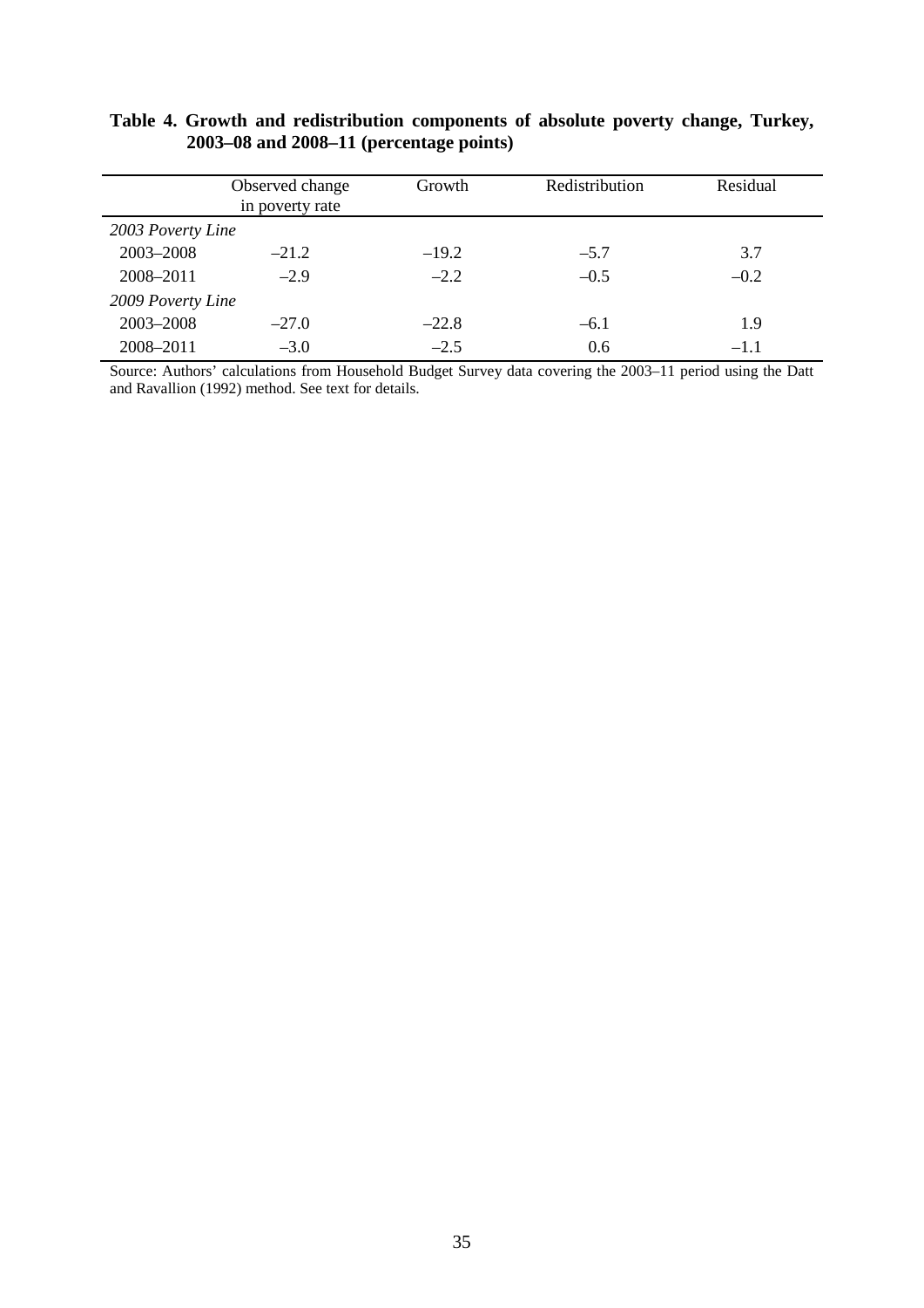**Table 4. Growth and redistribution components of absolute poverty change, Turkey, 2003–08 and 2008–11 (percentage points)**

| | Observed change in poverty rate | Growth | Redistribution | Residual |
|---|---|---|---|---|
| *2003 Poverty Line* | | | | |
| 2003–2008 | –21.2 | –19.2 | –5.7 | 3.7 |
| 2008–2011 | –2.9 | –2.2 | –0.5 | –0.2 |
| *2009 Poverty Line* | | | | |
| 2003–2008 | –27.0 | –22.8 | –6.1 | 1.9 |
| 2008–2011 | –3.0 | –2.5 | 0.6 | –1.1 |

Source: Authors' calculations from Household Budget Survey data covering the 2003–11 period using the Datt and Ravallion (1992) method. See text for details.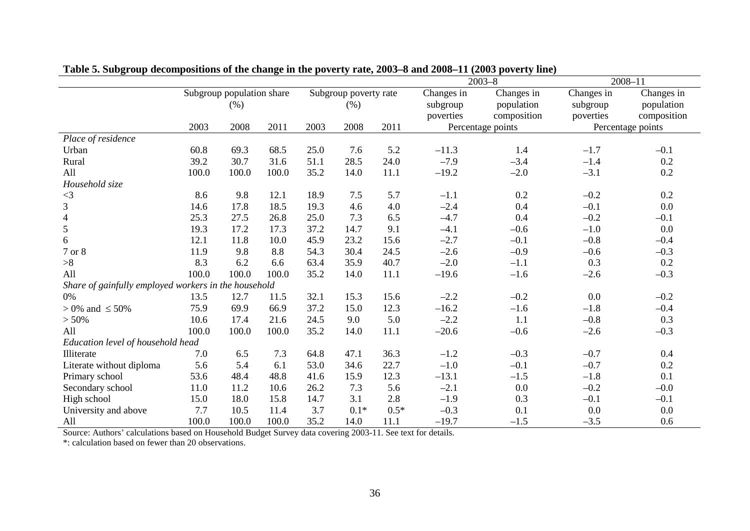**Table 5. Subgroup decompositions of the change in the poverty rate, 2003–8 and 2008–11 (2003 poverty line)**

| | Subgroup population share (%) | | | Subgroup poverty rate (%) | | | 2003–8 | | 2008–11 | |
|---|---|---|---|---|---|---|---|---|---|---|
| | | | | | | | Changes in subgroup poverties | Changes in population composition | Changes in subgroup poverties | Changes in population composition |
| | 2003 | 2008 | 2011 | 2003 | 2008 | 2011 | Percentage points | | Percentage points | |
| *Place of residence* | | | | | | | | | | |
| Urban | 60.8 | 69.3 | 68.5 | 25.0 | 7.6 | 5.2 | –11.3 | 1.4 | –1.7 | –0.1 |
| Rural | 39.2 | 30.7 | 31.6 | 51.1 | 28.5 | 24.0 | –7.9 | –3.4 | –1.4 | 0.2 |
| All | 100.0 | 100.0 | 100.0 | 35.2 | 14.0 | 11.1 | –19.2 | –2.0 | –3.1 | 0.2 |
| *Household size* | | | | | | | | | | |
| <3 | 8.6 | 9.8 | 12.1 | 18.9 | 7.5 | 5.7 | –1.1 | 0.2 | –0.2 | 0.2 |
| 3 | 14.6 | 17.8 | 18.5 | 19.3 | 4.6 | 4.0 | –2.4 | 0.4 | –0.1 | 0.0 |
| 4 | 25.3 | 27.5 | 26.8 | 25.0 | 7.3 | 6.5 | –4.7 | 0.4 | –0.2 | –0.1 |
| 5 | 19.3 | 17.2 | 17.3 | 37.2 | 14.7 | 9.1 | –4.1 | –0.6 | –1.0 | 0.0 |
| 6 | 12.1 | 11.8 | 10.0 | 45.9 | 23.2 | 15.6 | –2.7 | –0.1 | –0.8 | –0.4 |
| 7 or 8 | 11.9 | 9.8 | 8.8 | 54.3 | 30.4 | 24.5 | –2.6 | –0.9 | –0.6 | –0.3 |
| >8 | 8.3 | 6.2 | 6.6 | 63.4 | 35.9 | 40.7 | –2.0 | –1.1 | 0.3 | 0.2 |
| All | 100.0 | 100.0 | 100.0 | 35.2 | 14.0 | 11.1 | –19.6 | –1.6 | –2.6 | –0.3 |
| *Share of gainfully employed workers in the household* | | | | | | | | | | |
| 0% | 13.5 | 12.7 | 11.5 | 32.1 | 15.3 | 15.6 | –2.2 | –0.2 | 0.0 | –0.2 |
| > 0% and ≤ 50% | 75.9 | 69.9 | 66.9 | 37.2 | 15.0 | 12.3 | –16.2 | –1.6 | –1.8 | –0.4 |
| > 50% | 10.6 | 17.4 | 21.6 | 24.5 | 9.0 | 5.0 | –2.2 | 1.1 | –0.8 | 0.3 |
| All | 100.0 | 100.0 | 100.0 | 35.2 | 14.0 | 11.1 | –20.6 | –0.6 | –2.6 | –0.3 |
| *Education level of household head* | | | | | | | | | | |
| Illiterate | 7.0 | 6.5 | 7.3 | 64.8 | 47.1 | 36.3 | –1.2 | –0.3 | –0.7 | 0.4 |
| Literate without diploma | 5.6 | 5.4 | 6.1 | 53.0 | 34.6 | 22.7 | –1.0 | –0.1 | –0.7 | 0.2 |
| Primary school | 53.6 | 48.4 | 48.8 | 41.6 | 15.9 | 12.3 | –13.1 | –1.5 | –1.8 | 0.1 |
| Secondary school | 11.0 | 11.2 | 10.6 | 26.2 | 7.3 | 5.6 | –2.1 | 0.0 | –0.2 | –0.0 |
| High school | 15.0 | 18.0 | 15.8 | 14.7 | 3.1 | 2.8 | –1.9 | 0.3 | –0.1 | –0.1 |
| University and above | 7.7 | 10.5 | 11.4 | 3.7 | 0.1* | 0.5* | –0.3 | 0.1 | 0.0 | 0.0 |
| All | 100.0 | 100.0 | 100.0 | 35.2 | 14.0 | 11.1 | –19.7 | –1.5 | –3.5 | 0.6 |

Source: Authors' calculations based on Household Budget Survey data covering 2003-11. See text for details.
*: calculation based on fewer than 20 observations.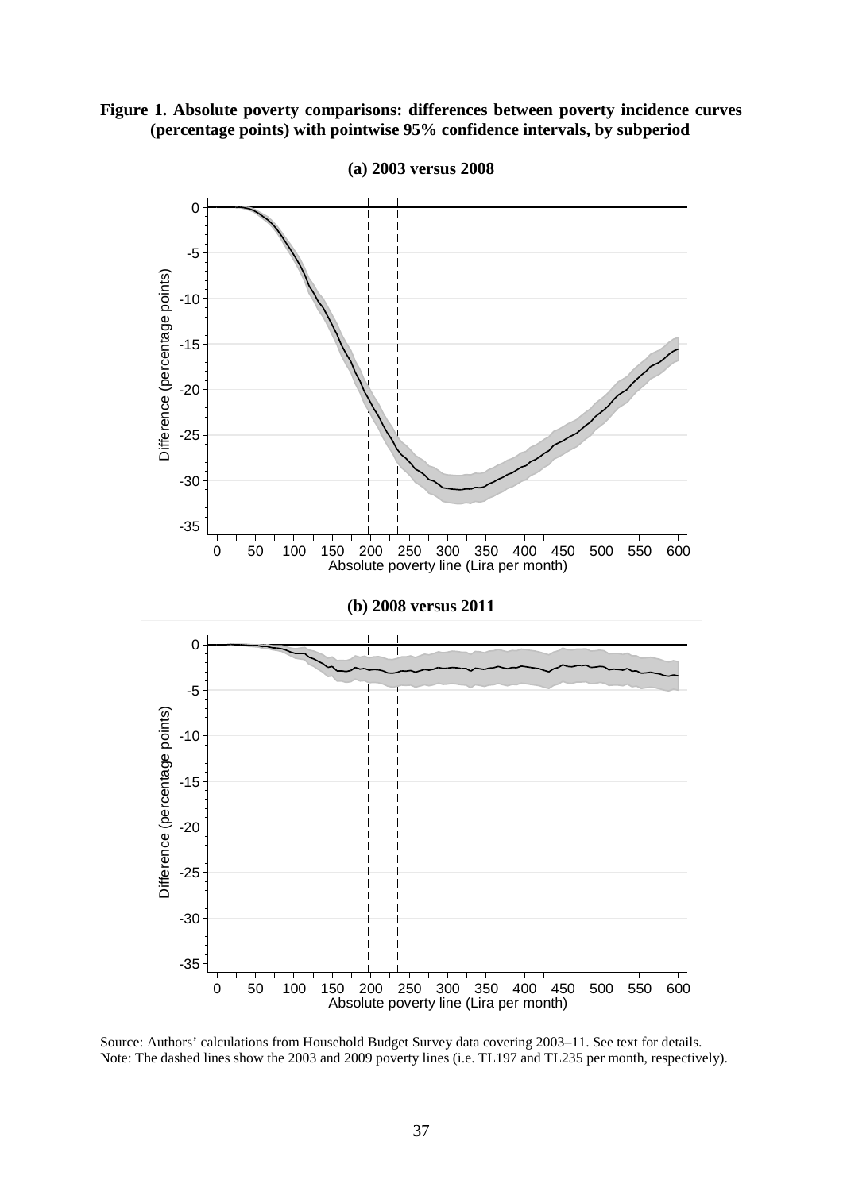**Figure 1. Absolute poverty comparisons: differences between poverty incidence curves (percentage points) with pointwise 95% confidence intervals, by subperiod**

**(a) 2003 versus 2008**

**(b) 2008 versus 2011**

Source: Authors' calculations from Household Budget Survey data covering 2003–11. See text for details.
Note: The dashed lines show the 2003 and 2009 poverty lines (i.e. TL197 and TL235 per month, respectively).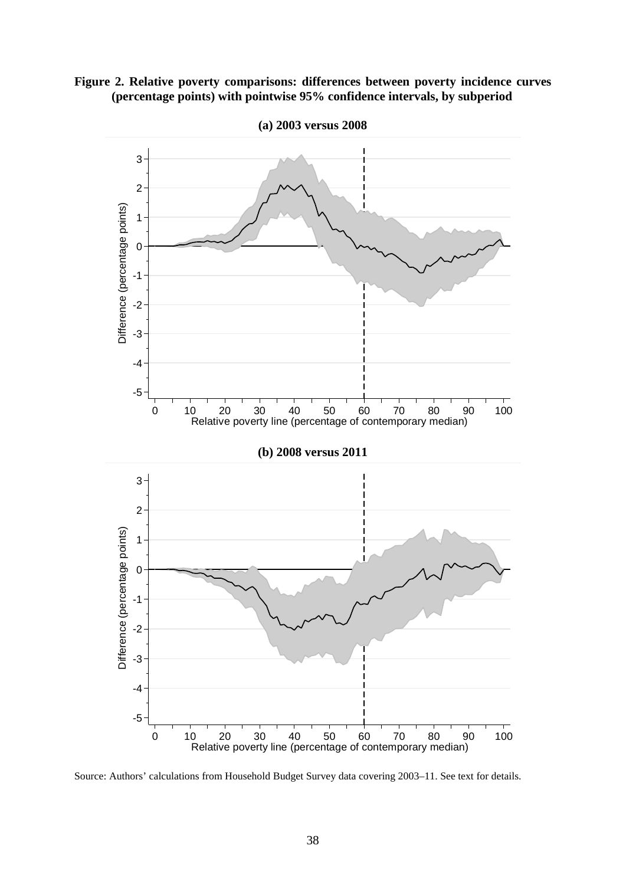**Figure 2. Relative poverty comparisons: differences between poverty incidence curves (percentage points) with pointwise 95% confidence intervals, by subperiod**

**(a) 2003 versus 2008**

**(b) 2008 versus 2011**

Source: Authors' calculations from Household Budget Survey data covering 2003–11. See text for details.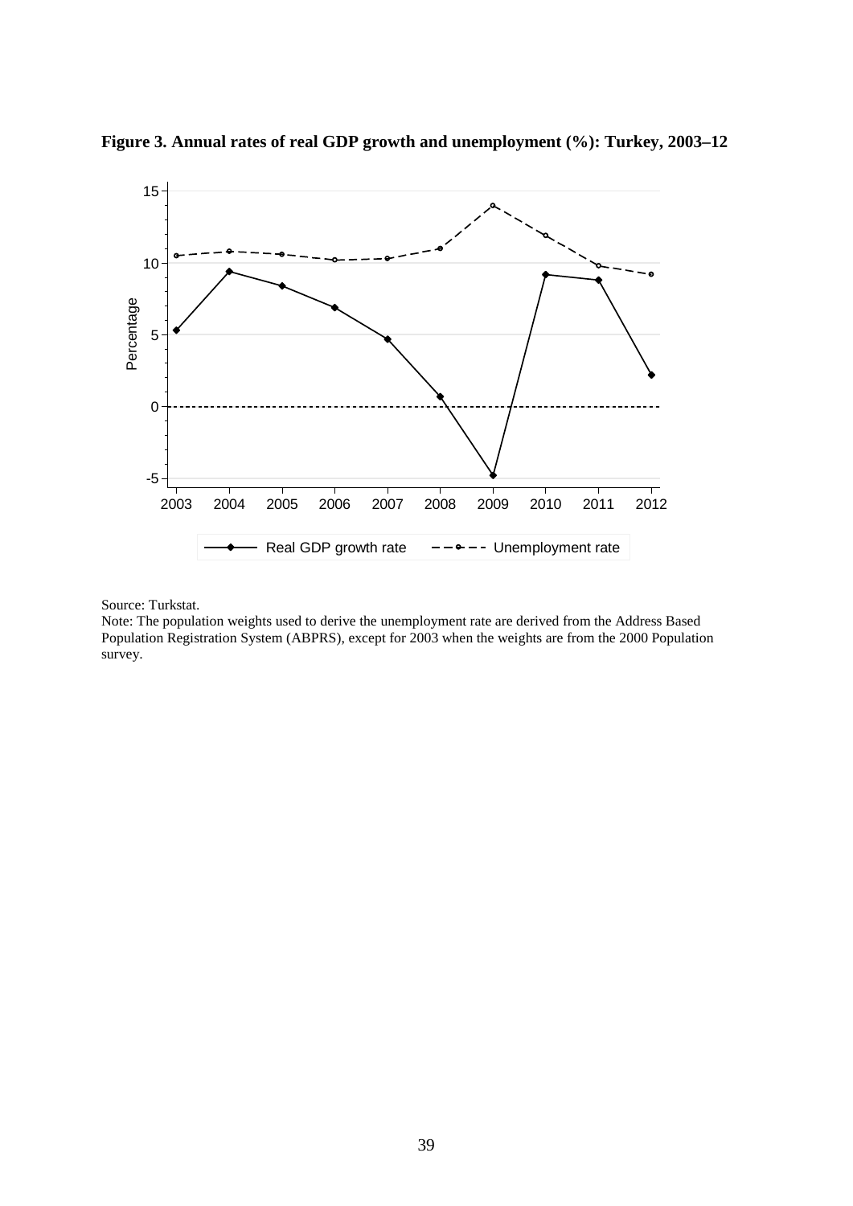**Figure 3. Annual rates of real GDP growth and unemployment (%): Turkey, 2003–12**

Source: Turkstat.

Note: The population weights used to derive the unemployment rate are derived from the Address Based Population Registration System (ABPRS), except for 2003 when the weights are from the 2000 Population survey.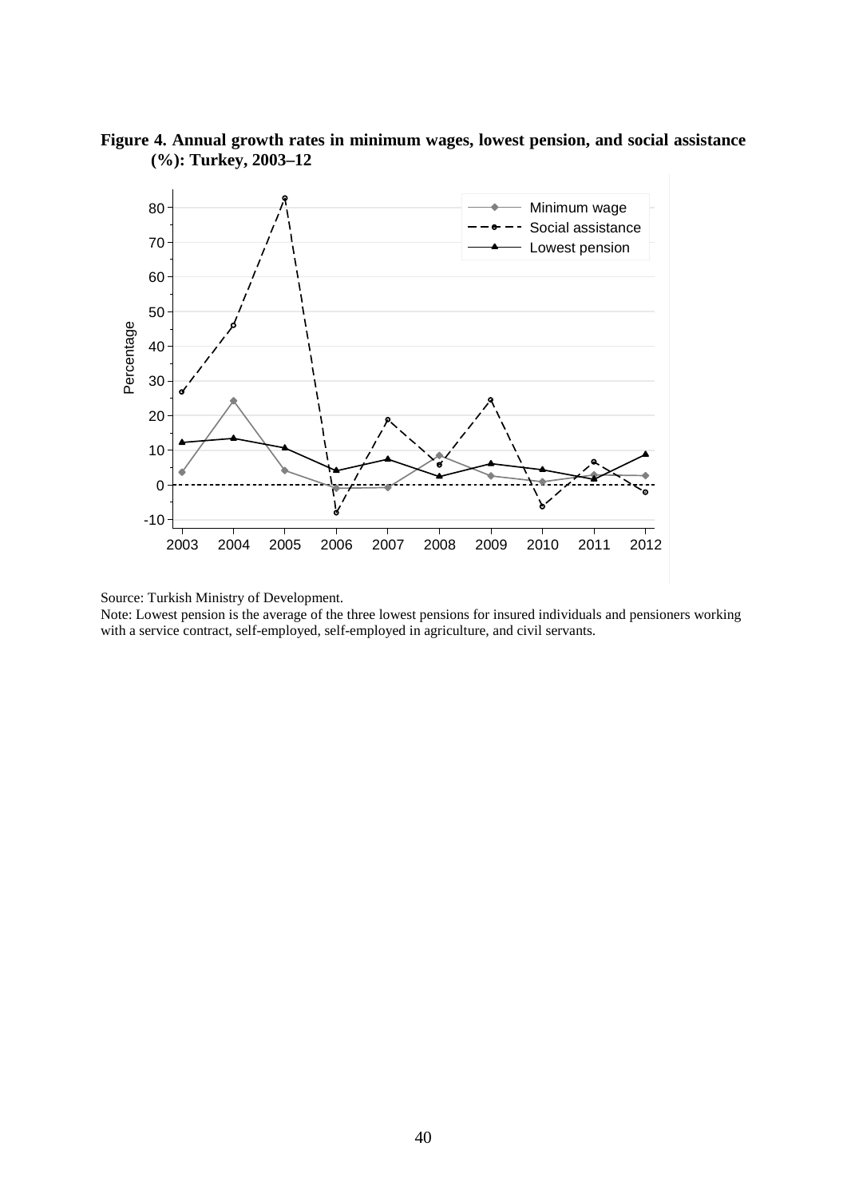**Figure 4. Annual growth rates in minimum wages, lowest pension, and social assistance (%): Turkey, 2003–12**

Minimum wage
Social assistance
Lowest pension

Percentage

80
70
60
50
40
30
20
10
0
-10

2003 2004 2005 2006 2007 2008 2009 2010 2011 2012

Source: Turkish Ministry of Development.

Note: Lowest pension is the average of the three lowest pensions for insured individuals and pensioners working with a service contract, self-employed, self-employed in agriculture, and civil servants.